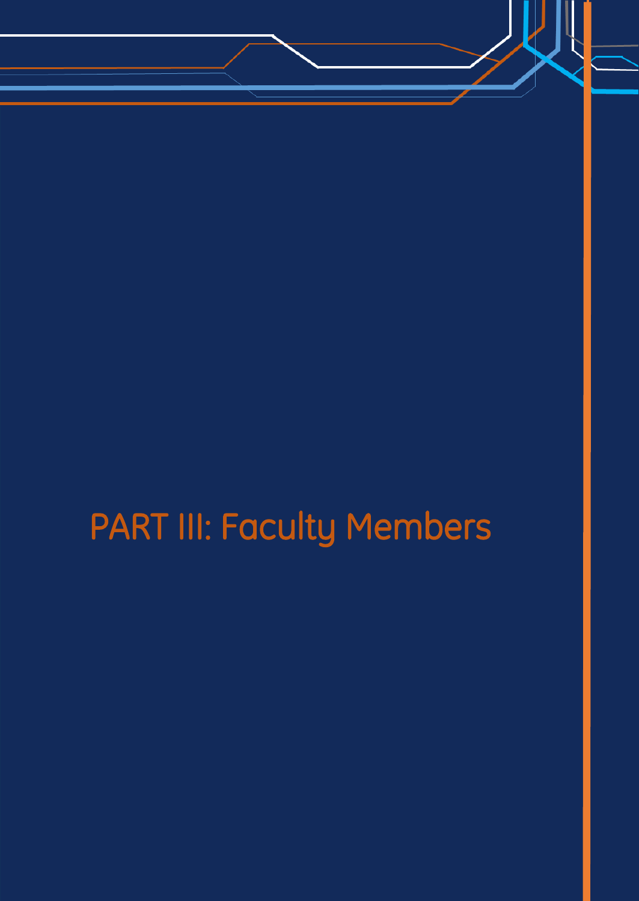# PART III: Faculty Members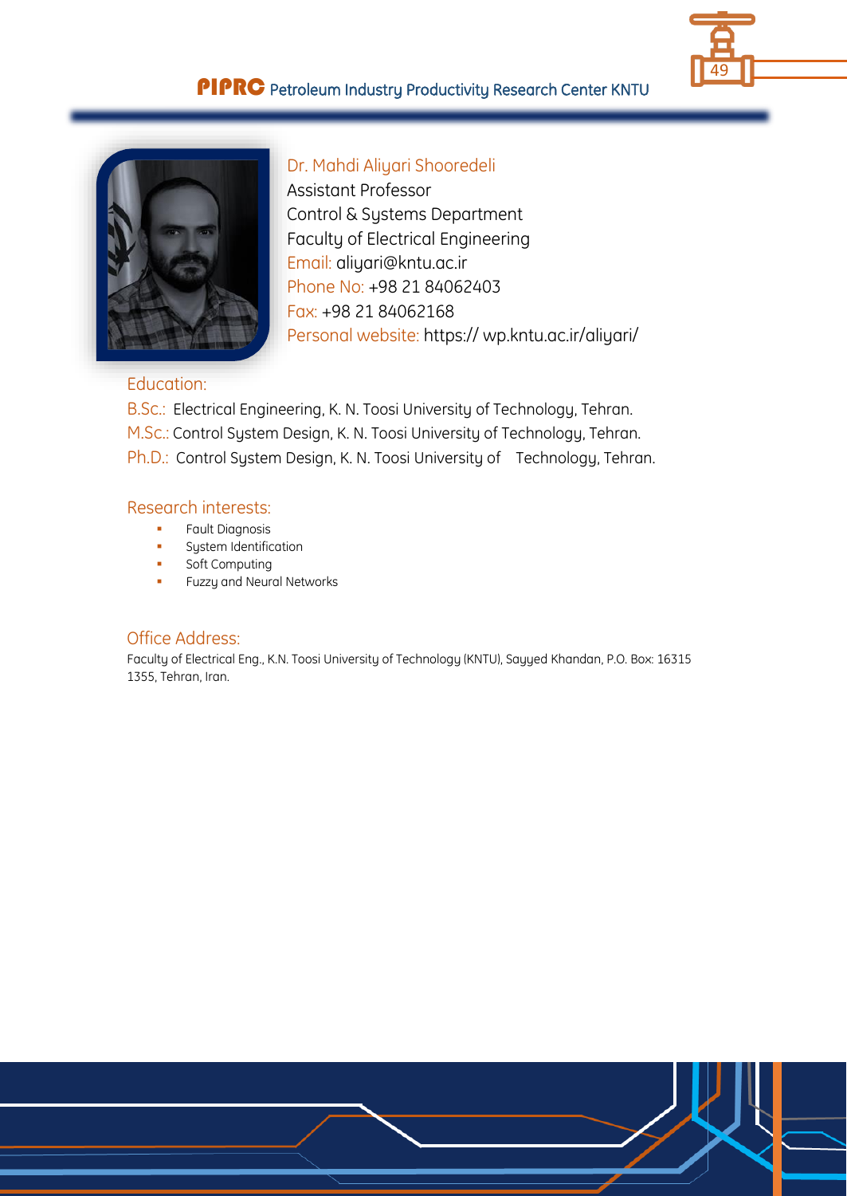Dr. Mahdi Aliyari Shooredeli

Assistant Professor

Control & Systems Department

Faculty of Electrical Engineering

Email: aliyari@kntu.ac.ir

Phone No: +98 21 84062403

Fax: +98 21 84062168

Personal website: https:// wp.kntu.ac.ir/aliyari/

## Education:

B.Sc.: Electrical Engineering, K. N. Toosi University of Technology, Tehran.

M.Sc.: Control System Design, K. N. Toosi University of Technology, Tehran.

Ph.D.: Control System Design, K. N. Toosi University of Technology, Tehran.

## Research interests:

- Fault Diagnosis
- System Identification
- Soft Computing
- Fuzzy and Neural Networks

## Office Address:

Faculty of Electrical Eng., K.N. Toosi University of Technology (KNTU), Sayyed Khandan, P.O. Box: 16315 1355, Tehran, Iran.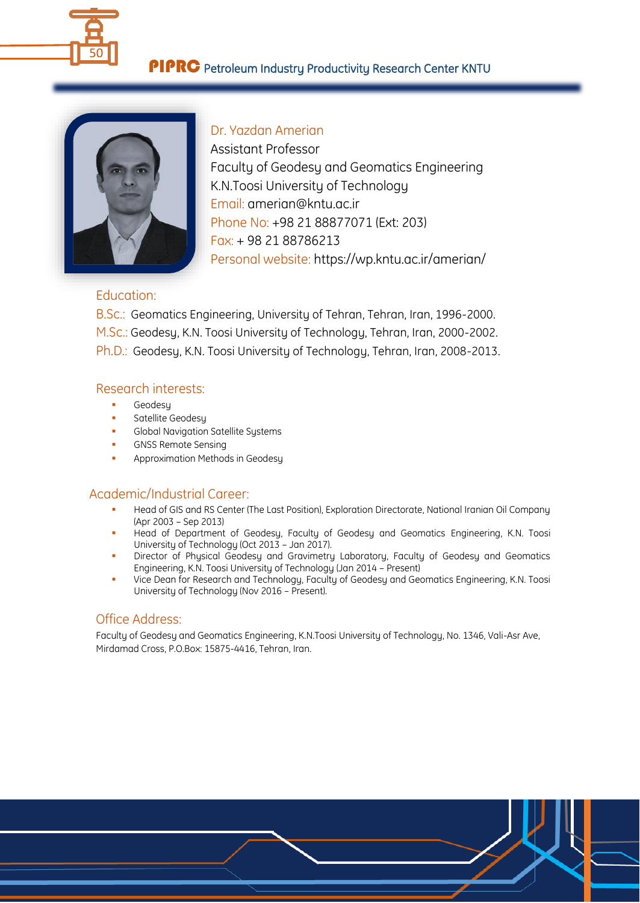Dr. Yazdan Amerian
Assistant Professor
Faculty of Geodesy and Geomatics Engineering
K.N.Toosi University of Technology
Email: amerian@kntu.ac.ir
Phone No: +98 21 88877071 (Ext: 203)
Fax: + 98 21 88786213
Personal website: https://wp.kntu.ac.ir/amerian/

## Education:

B.Sc.: Geomatics Engineering, University of Tehran, Tehran, Iran, 1996-2000.
M.Sc.: Geodesy, K.N. Toosi University of Technology, Tehran, Iran, 2000-2002.
Ph.D.: Geodesy, K.N. Toosi University of Technology, Tehran, Iran, 2008-2013.

## Research interests:

- Geodesy
- Satellite Geodesy
- Global Navigation Satellite Systems
- GNSS Remote Sensing
- Approximation Methods in Geodesy

## Academic/Industrial Career:

- Head of GIS and RS Center (The Last Position), Exploration Directorate, National Iranian Oil Company (Apr 2003 – Sep 2013)
- Head of Department of Geodesy, Faculty of Geodesy and Geomatics Engineering, K.N. Toosi University of Technology (Oct 2013 – Jan 2017).
- Director of Physical Geodesy and Gravimetry Laboratory, Faculty of Geodesy and Geomatics Engineering, K.N. Toosi University of Technology (Jan 2014 – Present)
- Vice Dean for Research and Technology, Faculty of Geodesy and Geomatics Engineering, K.N. Toosi University of Technology (Nov 2016 – Present).

## Office Address:

Faculty of Geodesy and Geomatics Engineering, K.N.Toosi University of Technology, No. 1346, Vali-Asr Ave, Mirdamad Cross, P.O.Box: 15875-4416, Tehran, Iran.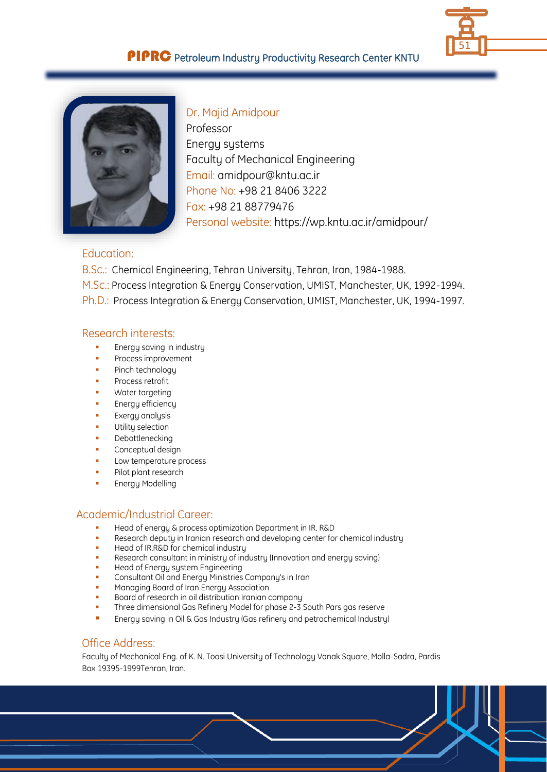## Dr. Majid Amidpour

Professor
Energy systems
Faculty of Mechanical Engineering
Email: amidpour@kntu.ac.ir
Phone No: +98 21 8406 3222
Fax: +98 21 88779476
Personal website: https://wp.kntu.ac.ir/amidpour/

### Education:

B.Sc.: Chemical Engineering, Tehran University, Tehran, Iran, 1984-1988.
M.Sc.: Process Integration & Energy Conservation, UMIST, Manchester, UK, 1992-1994.
Ph.D.: Process Integration & Energy Conservation, UMIST, Manchester, UK, 1994-1997.

### Research interests:

- Energy saving in industry
- Process improvement
- Pinch technology
- Process retrofit
- Water targeting
- Energy efficiency
- Exergy analysis
- Utility selection
- Debottlenecking
- Conceptual design
- Low temperature process
- Pilot plant research
- Energy Modelling

### Academic/Industrial Career:

- Head of energy & process optimization Department in IR. R&D
- Research deputy in Iranian research and developing center for chemical industry
- Head of IR.R&D for chemical industry
- Research consultant in ministry of industry (Innovation and energy saving)
- Head of Energy system Engineering
- Consultant Oil and Energy Ministries Company's in Iran
- Managing Board of Iran Energy Association
- Board of research in oil distribution Iranian company
- Three dimensional Gas Refinery Model for phase 2-3 South Pars gas reserve
- Energy saving in Oil & Gas Industry (Gas refinery and petrochemical Industry)

### Office Address:

Faculty of Mechanical Eng. of K. N. Toosi University of Technology Vanak Square, Molla-Sadra, Pardis
Box 19395-1999Tehran, Iran.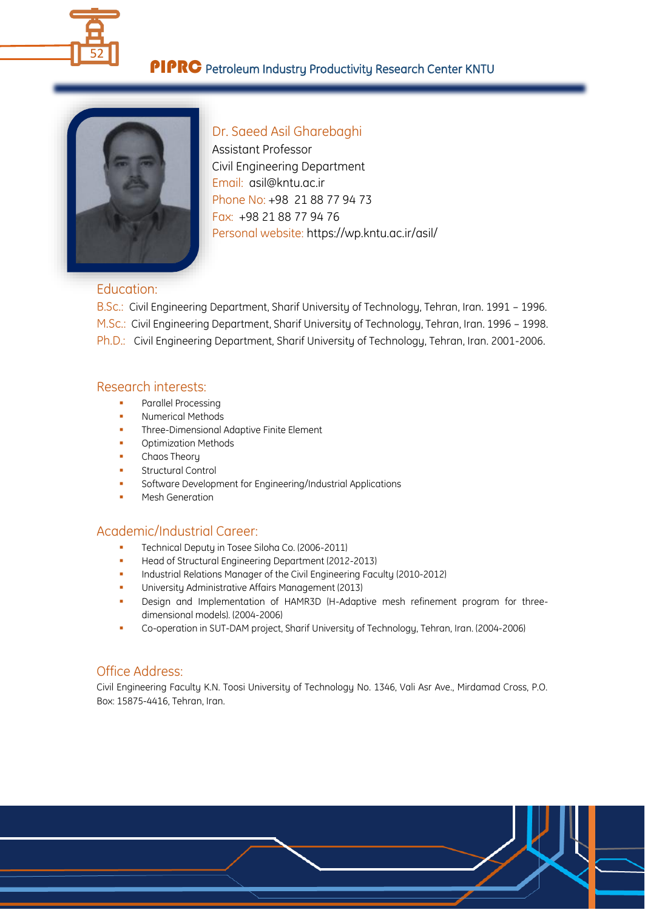## Dr. Saeed Asil Gharebaghi

Assistant Professor
Civil Engineering Department
Email: asil@kntu.ac.ir
Phone No: +98 21 88 77 94 73
Fax: +98 21 88 77 94 76
Personal website: https://wp.kntu.ac.ir/asil/

### Education:

B.Sc.: Civil Engineering Department, Sharif University of Technology, Tehran, Iran. 1991 – 1996.
M.Sc.: Civil Engineering Department, Sharif University of Technology, Tehran, Iran. 1996 – 1998.
Ph.D.: Civil Engineering Department, Sharif University of Technology, Tehran, Iran. 2001-2006.

### Research interests:

- Parallel Processing
- Numerical Methods
- Three-Dimensional Adaptive Finite Element
- Optimization Methods
- Chaos Theory
- Structural Control
- Software Development for Engineering/Industrial Applications
- Mesh Generation

### Academic/Industrial Career:

- Technical Deputy in Tosee Siloha Co. (2006-2011)
- Head of Structural Engineering Department (2012-2013)
- Industrial Relations Manager of the Civil Engineering Faculty (2010-2012)
- University Administrative Affairs Management (2013)
- Design and Implementation of HAMR3D (H-Adaptive mesh refinement program for three-dimensional models). (2004-2006)
- Co-operation in SUT-DAM project, Sharif University of Technology, Tehran, Iran. (2004-2006)

### Office Address:

Civil Engineering Faculty K.N. Toosi University of Technology No. 1346, Vali Asr Ave., Mirdamad Cross, P.O. Box: 15875-4416, Tehran, Iran.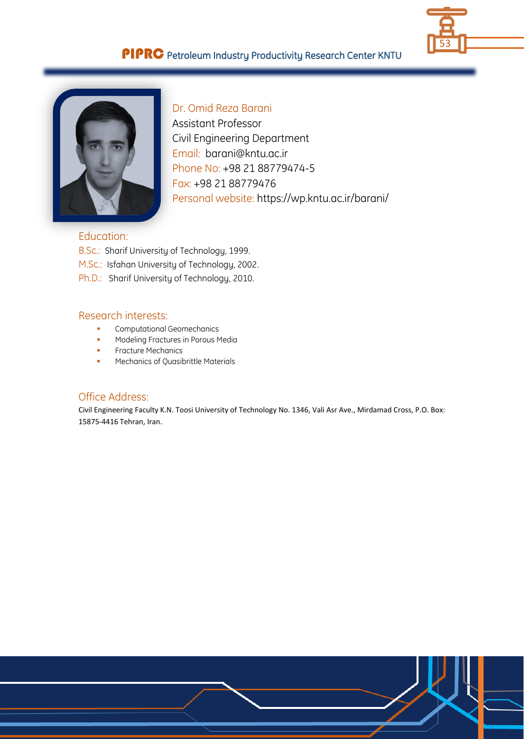## Dr. Omid Reza Barani

Assistant Professor

Civil Engineering Department

Email: barani@kntu.ac.ir

Phone No: +98 21 88779474-5

Fax: +98 21 88779476

Personal website: https://wp.kntu.ac.ir/barani/

### Education:

B.Sc.: Sharif University of Technology, 1999.

M.Sc.: Isfahan University of Technology, 2002.

Ph.D.: Sharif University of Technology, 2010.

### Research interests:

- Computational Geomechanics
- Modeling Fractures in Porous Media
- Fracture Mechanics
- Mechanics of Quasibrittle Materials

### Office Address:

Civil Engineering Faculty K.N. Toosi University of Technology No. 1346, Vali Asr Ave., Mirdamad Cross, P.O. Box: 15875-4416 Tehran, Iran.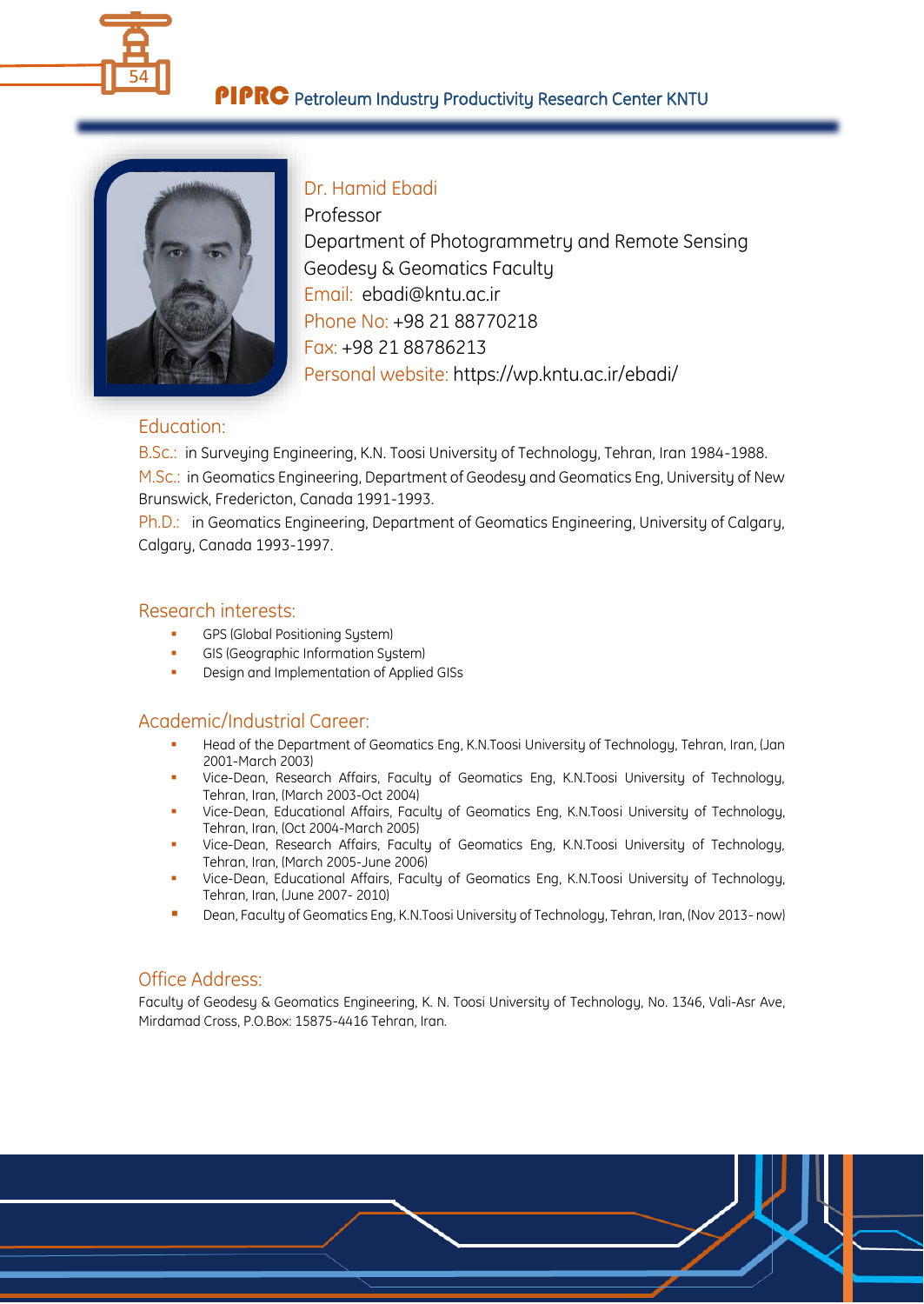Dr. Hamid Ebadi
Professor
Department of Photogrammetry and Remote Sensing
Geodesy & Geomatics Faculty
Email: ebadi@kntu.ac.ir
Phone No: +98 21 88770218
Fax: +98 21 88786213
Personal website: https://wp.kntu.ac.ir/ebadi/

## Education:

B.Sc.: in Surveying Engineering, K.N. Toosi University of Technology, Tehran, Iran 1984-1988.

M.Sc.: in Geomatics Engineering, Department of Geodesy and Geomatics Eng, University of New Brunswick, Fredericton, Canada 1991-1993.

Ph.D.: in Geomatics Engineering, Department of Geomatics Engineering, University of Calgary, Calgary, Canada 1993-1997.

## Research interests:

- GPS (Global Positioning System)
- GIS (Geographic Information System)
- Design and Implementation of Applied GISs

## Academic/Industrial Career:

- Head of the Department of Geomatics Eng, K.N.Toosi University of Technology, Tehran, Iran, (Jan 2001-March 2003)
- Vice-Dean, Research Affairs, Faculty of Geomatics Eng, K.N.Toosi University of Technology, Tehran, Iran, (March 2003-Oct 2004)
- Vice-Dean, Educational Affairs, Faculty of Geomatics Eng, K.N.Toosi University of Technology, Tehran, Iran, (Oct 2004-March 2005)
- Vice-Dean, Research Affairs, Faculty of Geomatics Eng, K.N.Toosi University of Technology, Tehran, Iran, (March 2005-June 2006)
- Vice-Dean, Educational Affairs, Faculty of Geomatics Eng, K.N.Toosi University of Technology, Tehran, Iran, (June 2007- 2010)
- Dean, Faculty of Geomatics Eng, K.N.Toosi University of Technology, Tehran, Iran, (Nov 2013- now)

## Office Address:

Faculty of Geodesy & Geomatics Engineering, K. N. Toosi University of Technology, No. 1346, Vali-Asr Ave, Mirdamad Cross, P.O.Box: 15875-4416 Tehran, Iran.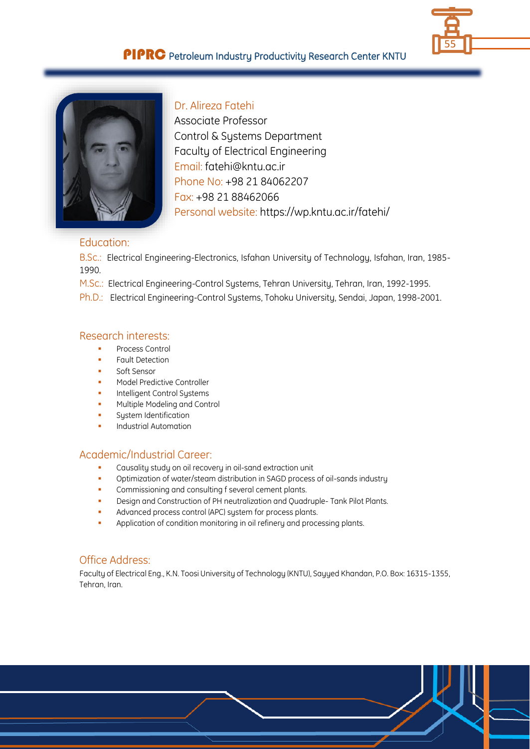Dr. Alireza Fatehi
Associate Professor
Control & Systems Department
Faculty of Electrical Engineering
Email: fatehi@kntu.ac.ir
Phone No: +98 21 84062207
Fax: +98 21 88462066
Personal website: https://wp.kntu.ac.ir/fatehi/

## Education:

B.Sc.: Electrical Engineering-Electronics, Isfahan University of Technology, Isfahan, Iran, 1985-1990.

M.Sc.: Electrical Engineering-Control Systems, Tehran University, Tehran, Iran, 1992-1995.

Ph.D.: Electrical Engineering-Control Systems, Tohoku University, Sendai, Japan, 1998-2001.

## Research interests:

- Process Control
- Fault Detection
- Soft Sensor
- Model Predictive Controller
- Intelligent Control Systems
- Multiple Modeling and Control
- System Identification
- Industrial Automation

## Academic/Industrial Career:

- Causality study on oil recovery in oil-sand extraction unit
- Optimization of water/steam distribution in SAGD process of oil-sands industry
- Commissioning and consulting f several cement plants.
- Design and Construction of PH neutralization and Quadruple- Tank Pilot Plants.
- Advanced process control (APC) system for process plants.
- Application of condition monitoring in oil refinery and processing plants.

## Office Address:

Faculty of Electrical Eng., K.N. Toosi University of Technology (KNTU), Sayyed Khandan, P.O. Box: 16315-1355, Tehran, Iran.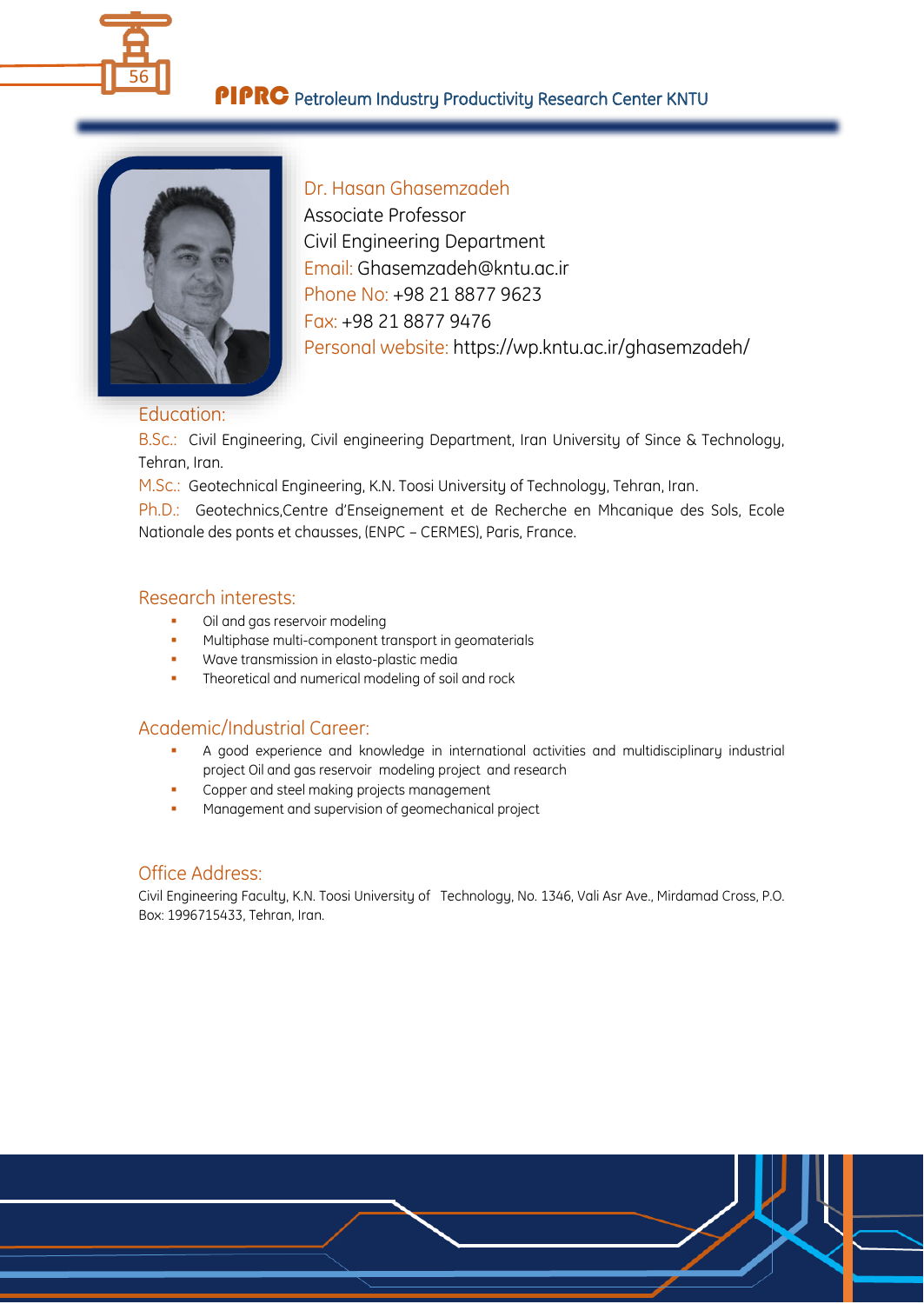## Dr. Hasan Ghasemzadeh

Associate Professor

Civil Engineering Department

Email: Ghasemzadeh@kntu.ac.ir

Phone No: +98 21 8877 9623

Fax: +98 21 8877 9476

Personal website: https://wp.kntu.ac.ir/ghasemzadeh/

### Education:

B.Sc.: Civil Engineering, Civil engineering Department, Iran University of Since & Technology, Tehran, Iran.

M.Sc.: Geotechnical Engineering, K.N. Toosi University of Technology, Tehran, Iran.

Ph.D.: Geotechnics,Centre d'Enseignement et de Recherche en Mhcanique des Sols, Ecole Nationale des ponts et chausses, (ENPC – CERMES), Paris, France.

### Research interests:

- Oil and gas reservoir modeling
- Multiphase multi-component transport in geomaterials
- Wave transmission in elasto-plastic media
- Theoretical and numerical modeling of soil and rock

### Academic/Industrial Career:

- A good experience and knowledge in international activities and multidisciplinary industrial project Oil and gas reservoir modeling project and research
- Copper and steel making projects management
- Management and supervision of geomechanical project

### Office Address:

Civil Engineering Faculty, K.N. Toosi University of Technology, No. 1346, Vali Asr Ave., Mirdamad Cross, P.O. Box: 1996715433, Tehran, Iran.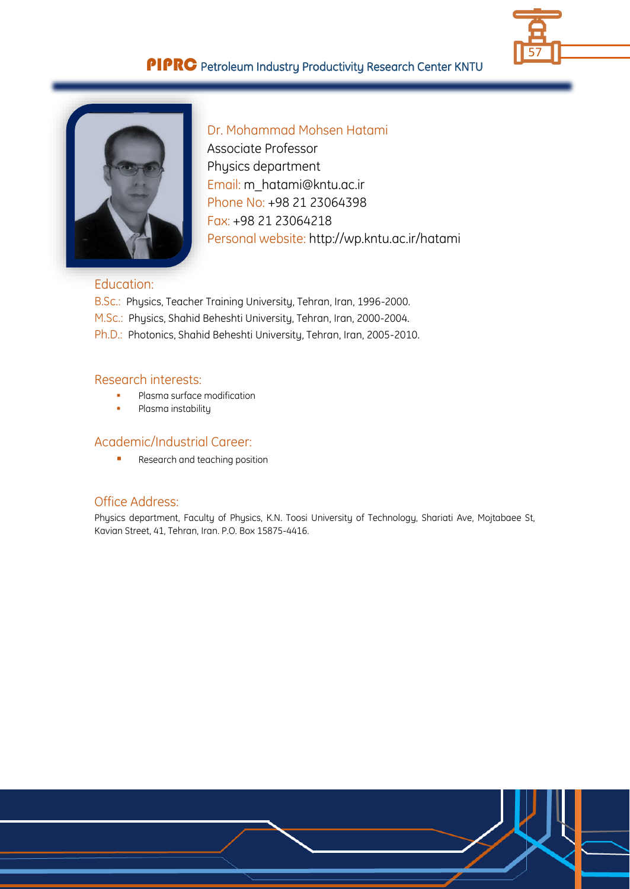## Dr. Mohammad Mohsen Hatami

Associate Professor
Physics department
Email: m_hatami@kntu.ac.ir
Phone No: +98 21 23064398
Fax: +98 21 23064218
Personal website: http://wp.kntu.ac.ir/hatami

### Education:

B.Sc.: Physics, Teacher Training University, Tehran, Iran, 1996-2000.
M.Sc.: Physics, Shahid Beheshti University, Tehran, Iran, 2000-2004.
Ph.D.: Photonics, Shahid Beheshti University, Tehran, Iran, 2005-2010.

### Research interests:

- Plasma surface modification
- Plasma instability

### Academic/Industrial Career:

- Research and teaching position

### Office Address:

Physics department, Faculty of Physics, K.N. Toosi University of Technology, Shariati Ave, Mojtabaee St, Kavian Street, 41, Tehran, Iran. P.O. Box 15875-4416.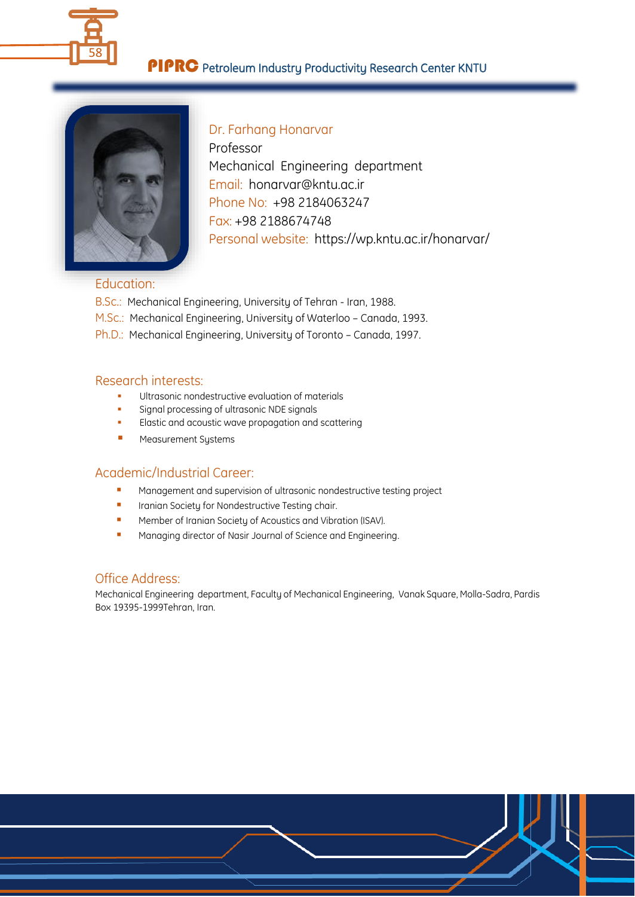## Dr. Farhang Honarvar

Professor

Mechanical Engineering department

Email: honarvar@kntu.ac.ir

Phone No: +98 2184063247

Fax: +98 2188674748

Personal website: https://wp.kntu.ac.ir/honarvar/

### Education:

B.Sc.: Mechanical Engineering, University of Tehran - Iran, 1988.

M.Sc.: Mechanical Engineering, University of Waterloo – Canada, 1993.

Ph.D.: Mechanical Engineering, University of Toronto – Canada, 1997.

### Research interests:

- Ultrasonic nondestructive evaluation of materials
- Signal processing of ultrasonic NDE signals
- Elastic and acoustic wave propagation and scattering
- Measurement Systems

### Academic/Industrial Career:

- Management and supervision of ultrasonic nondestructive testing project
- Iranian Society for Nondestructive Testing chair.
- Member of Iranian Society of Acoustics and Vibration (ISAV).
- Managing director of Nasir Journal of Science and Engineering.

### Office Address:

Mechanical Engineering department, Faculty of Mechanical Engineering, Vanak Square, Molla-Sadra, Pardis Box 19395-1999Tehran, Iran.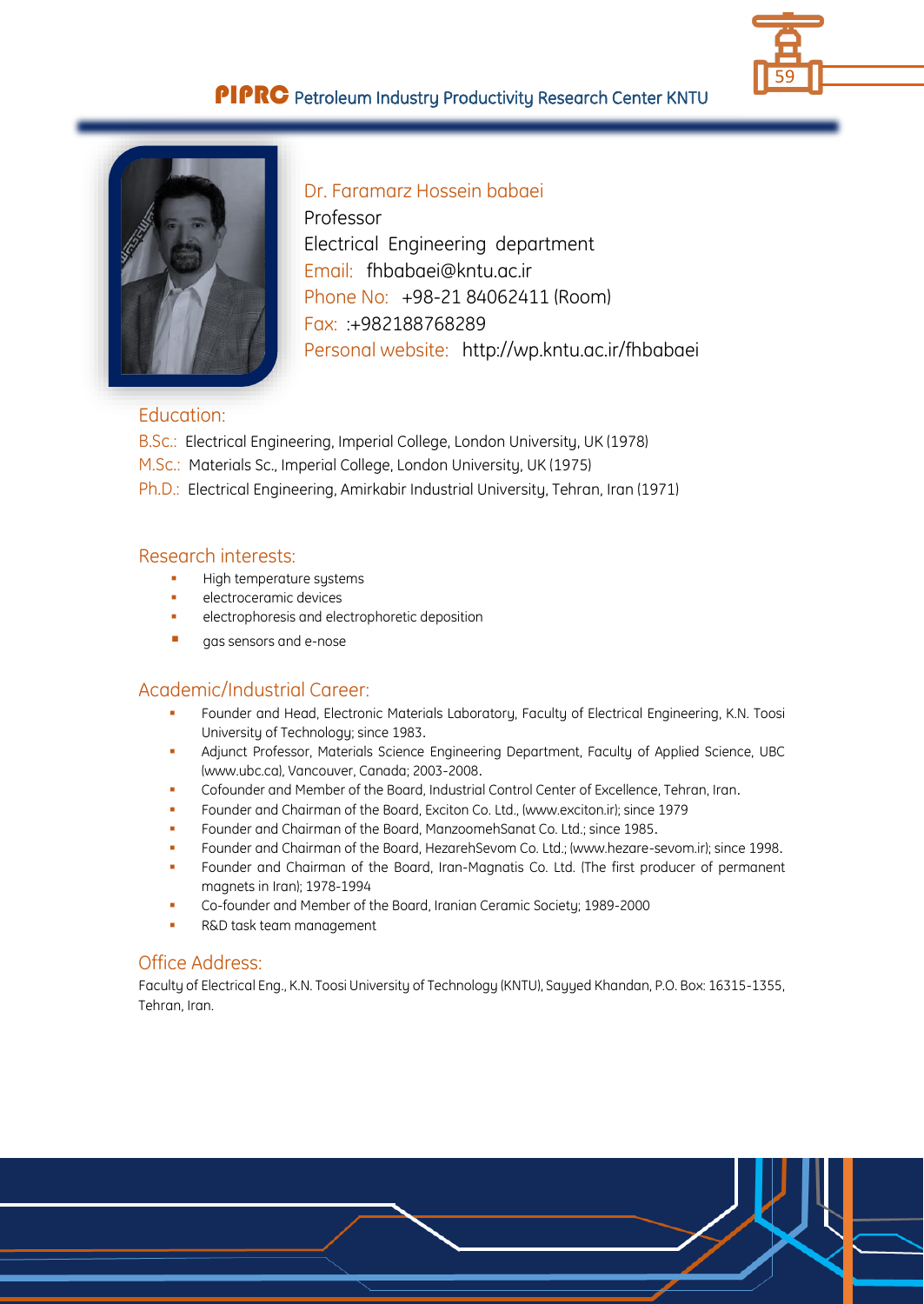## Dr. Faramarz Hossein babaei

Professor

Electrical Engineering department

Email: fhbabaei@kntu.ac.ir

Phone No: +98-21 84062411 (Room)

Fax: :+982188768289

Personal website: http://wp.kntu.ac.ir/fhbabaei

### Education:

B.Sc.: Electrical Engineering, Imperial College, London University, UK (1978)

M.Sc.: Materials Sc., Imperial College, London University, UK (1975)

Ph.D.: Electrical Engineering, Amirkabir Industrial University, Tehran, Iran (1971)

### Research interests:

- High temperature systems
- electroceramic devices
- electrophoresis and electrophoretic deposition
- gas sensors and e-nose

### Academic/Industrial Career:

- Founder and Head, Electronic Materials Laboratory, Faculty of Electrical Engineering, K.N. Toosi University of Technology; since 1983.
- Adjunct Professor, Materials Science Engineering Department, Faculty of Applied Science, UBC (www.ubc.ca), Vancouver, Canada; 2003-2008.
- Cofounder and Member of the Board, Industrial Control Center of Excellence, Tehran, Iran.
- Founder and Chairman of the Board, Exciton Co. Ltd., (www.exciton.ir); since 1979
- Founder and Chairman of the Board, ManzoomehSanat Co. Ltd.; since 1985.
- Founder and Chairman of the Board, HezarehSevom Co. Ltd.; (www.hezare-sevom.ir); since 1998.
- Founder and Chairman of the Board, Iran-Magnatis Co. Ltd. (The first producer of permanent magnets in Iran); 1978-1994
- Co-founder and Member of the Board, Iranian Ceramic Society; 1989-2000
- R&D task team management

### Office Address:

Faculty of Electrical Eng., K.N. Toosi University of Technology (KNTU), Sayyed Khandan, P.O. Box: 16315-1355, Tehran, Iran.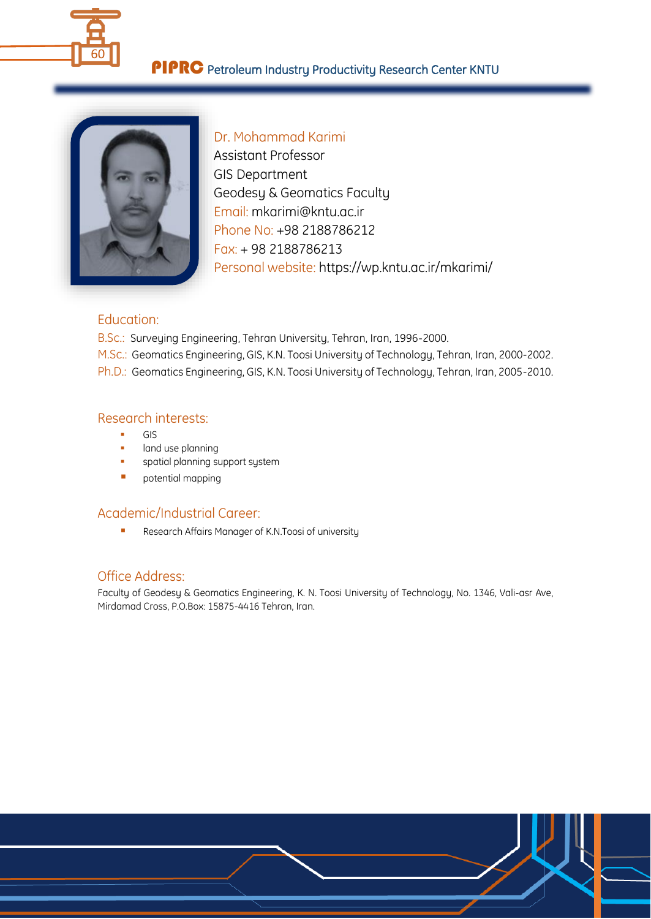Dr. Mohammad Karimi
Assistant Professor
GIS Department
Geodesy & Geomatics Faculty
Email: mkarimi@kntu.ac.ir
Phone No: +98 2188786212
Fax: + 98 2188786213
Personal website: https://wp.kntu.ac.ir/mkarimi/

## Education:

B.Sc.: Surveying Engineering, Tehran University, Tehran, Iran, 1996-2000.
M.Sc.: Geomatics Engineering, GIS, K.N. Toosi University of Technology, Tehran, Iran, 2000-2002.
Ph.D.: Geomatics Engineering, GIS, K.N. Toosi University of Technology, Tehran, Iran, 2005-2010.

## Research interests:

- GIS
- land use planning
- spatial planning support system
- potential mapping

## Academic/Industrial Career:

- Research Affairs Manager of K.N.Toosi of university

## Office Address:

Faculty of Geodesy & Geomatics Engineering, K. N. Toosi University of Technology, No. 1346, Vali-asr Ave, Mirdamad Cross, P.O.Box: 15875-4416 Tehran, Iran.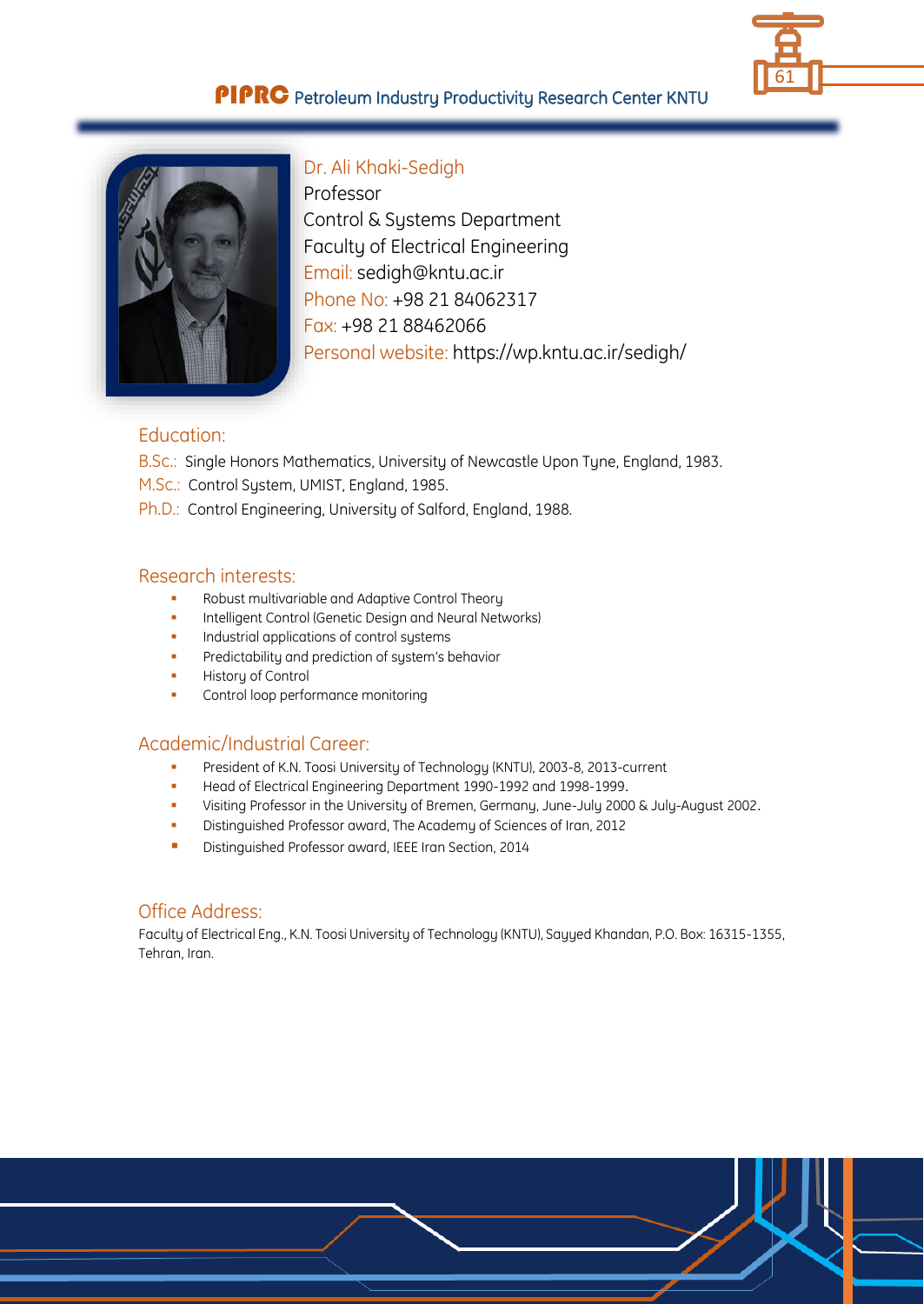## Dr. Ali Khaki-Sedigh

Professor
Control & Systems Department
Faculty of Electrical Engineering
Email: sedigh@kntu.ac.ir
Phone No: +98 21 84062317
Fax: +98 21 88462066
Personal website: https://wp.kntu.ac.ir/sedigh/

### Education:

B.Sc.: Single Honors Mathematics, University of Newcastle Upon Tyne, England, 1983.
M.Sc.: Control System, UMIST, England, 1985.
Ph.D.: Control Engineering, University of Salford, England, 1988.

### Research interests:

- Robust multivariable and Adaptive Control Theory
- Intelligent Control (Genetic Design and Neural Networks)
- Industrial applications of control systems
- Predictability and prediction of system's behavior
- History of Control
- Control loop performance monitoring

### Academic/Industrial Career:

- President of K.N. Toosi University of Technology (KNTU), 2003-8, 2013-current
- Head of Electrical Engineering Department 1990-1992 and 1998-1999.
- Visiting Professor in the University of Bremen, Germany, June-July 2000 & July-August 2002.
- Distinguished Professor award, The Academy of Sciences of Iran, 2012
- Distinguished Professor award, IEEE Iran Section, 2014

### Office Address:

Faculty of Electrical Eng., K.N. Toosi University of Technology (KNTU), Sayyed Khandan, P.O. Box: 16315-1355, Tehran, Iran.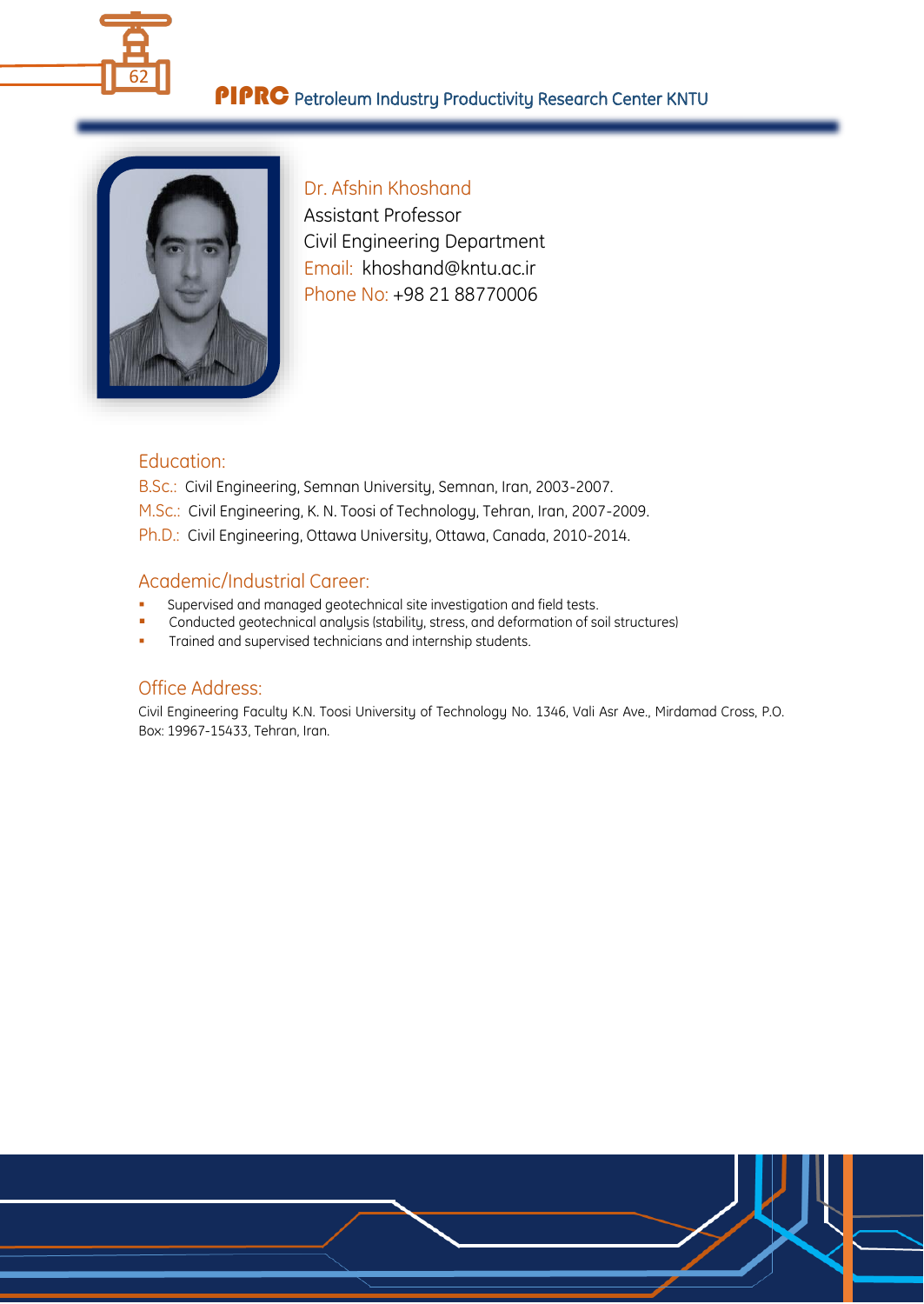## Dr. Afshin Khoshand

Assistant Professor

Civil Engineering Department

Email: khoshand@kntu.ac.ir

Phone No: +98 21 88770006

### Education:

B.Sc.: Civil Engineering, Semnan University, Semnan, Iran, 2003-2007.

M.Sc.: Civil Engineering, K. N. Toosi of Technology, Tehran, Iran, 2007-2009.

Ph.D.: Civil Engineering, Ottawa University, Ottawa, Canada, 2010-2014.

### Academic/Industrial Career:

- Supervised and managed geotechnical site investigation and field tests.
- Conducted geotechnical analysis (stability, stress, and deformation of soil structures)
- Trained and supervised technicians and internship students.

### Office Address:

Civil Engineering Faculty K.N. Toosi University of Technology No. 1346, Vali Asr Ave., Mirdamad Cross, P.O. Box: 19967-15433, Tehran, Iran.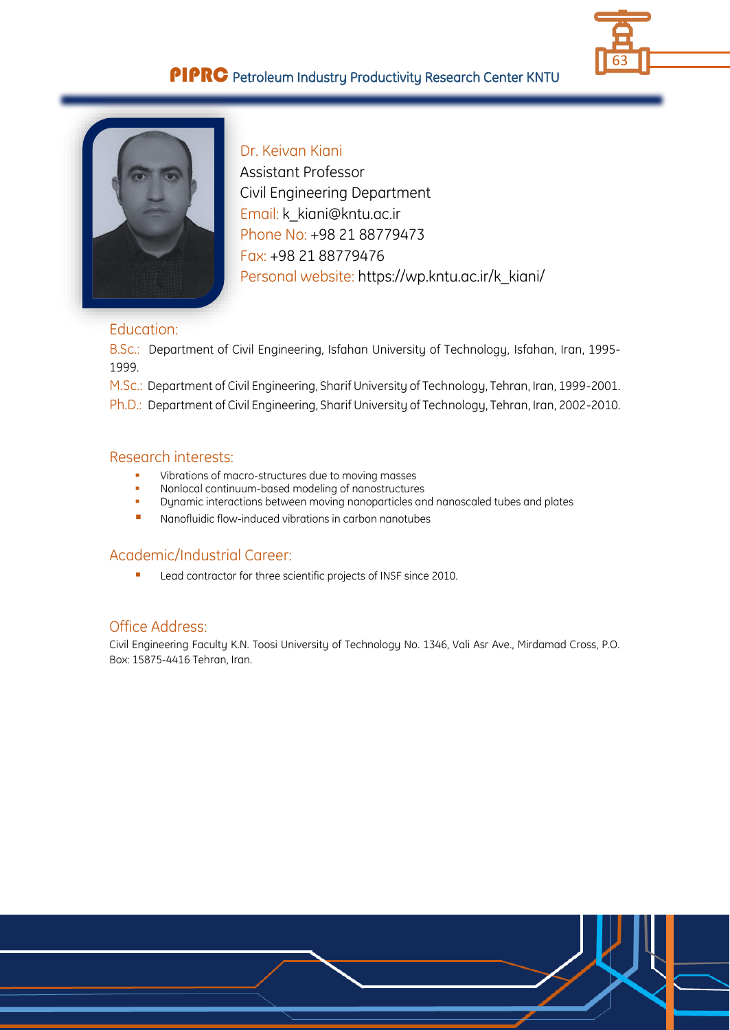Dr. Keivan Kiani

Assistant Professor

Civil Engineering Department

Email: k_kiani@kntu.ac.ir

Phone No: +98 21 88779473

Fax: +98 21 88779476

Personal website: https://wp.kntu.ac.ir/k_kiani/

## Education:

B.Sc.: Department of Civil Engineering, Isfahan University of Technology, Isfahan, Iran, 1995-1999.

M.Sc.: Department of Civil Engineering, Sharif University of Technology, Tehran, Iran, 1999-2001.

Ph.D.: Department of Civil Engineering, Sharif University of Technology, Tehran, Iran, 2002-2010.

## Research interests:

- Vibrations of macro-structures due to moving masses
- Nonlocal continuum-based modeling of nanostructures
- Dynamic interactions between moving nanoparticles and nanoscaled tubes and plates
- Nanofluidic flow-induced vibrations in carbon nanotubes

## Academic/Industrial Career:

- Lead contractor for three scientific projects of INSF since 2010.

## Office Address:

Civil Engineering Faculty K.N. Toosi University of Technology No. 1346, Vali Asr Ave., Mirdamad Cross, P.O. Box: 15875-4416 Tehran, Iran.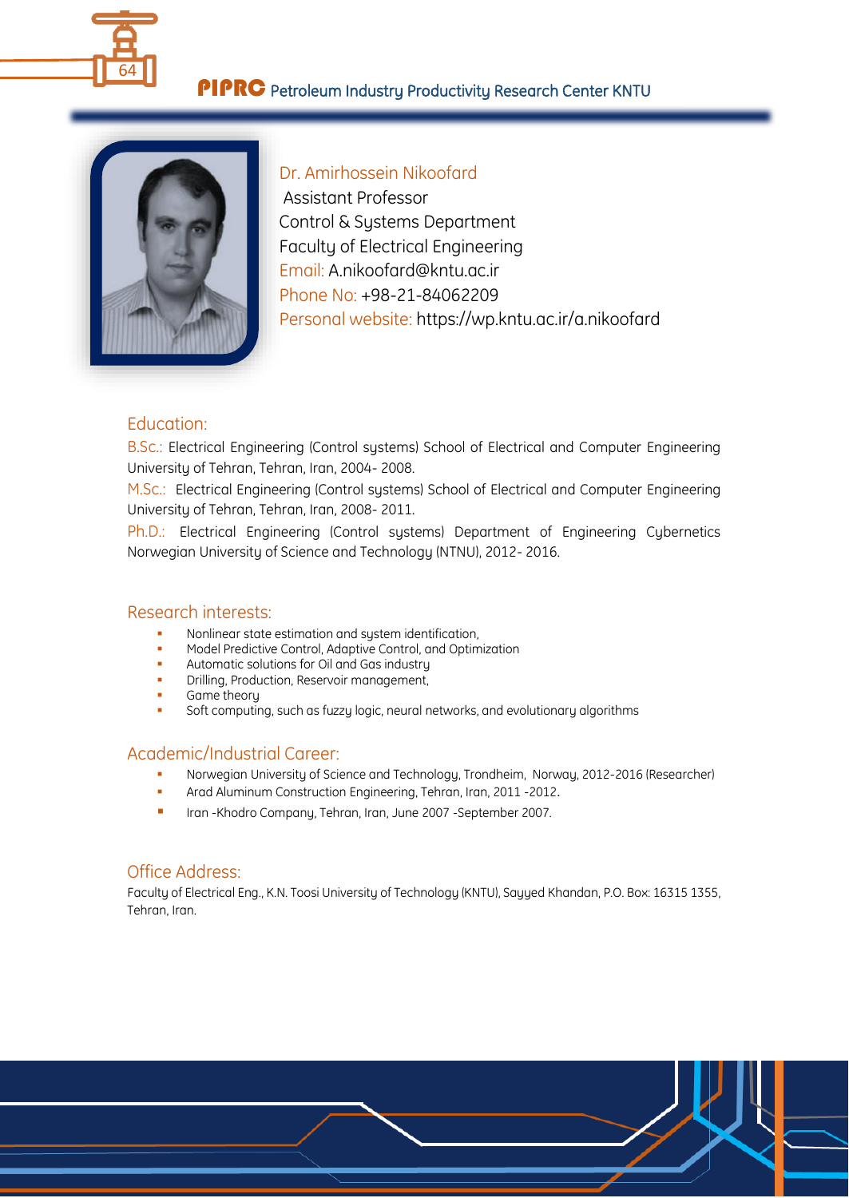Dr. Amirhossein Nikoofard

Assistant Professor

Control & Systems Department

Faculty of Electrical Engineering

Email: A.nikoofard@kntu.ac.ir

Phone No: +98-21-84062209

Personal website: https://wp.kntu.ac.ir/a.nikoofard

## Education:

B.Sc.: Electrical Engineering (Control systems) School of Electrical and Computer Engineering University of Tehran, Tehran, Iran, 2004- 2008.

M.Sc.: Electrical Engineering (Control systems) School of Electrical and Computer Engineering University of Tehran, Tehran, Iran, 2008- 2011.

Ph.D.: Electrical Engineering (Control systems) Department of Engineering Cybernetics Norwegian University of Science and Technology (NTNU), 2012- 2016.

## Research interests:

- Nonlinear state estimation and system identification,
- Model Predictive Control, Adaptive Control, and Optimization
- Automatic solutions for Oil and Gas industry
- Drilling, Production, Reservoir management,
- Game theory
- Soft computing, such as fuzzy logic, neural networks, and evolutionary algorithms

## Academic/Industrial Career:

- Norwegian University of Science and Technology, Trondheim, Norway, 2012-2016 (Researcher)
- Arad Aluminum Construction Engineering, Tehran, Iran, 2011 -2012.
- Iran -Khodro Company, Tehran, Iran, June 2007 -September 2007.

## Office Address:

Faculty of Electrical Eng., K.N. Toosi University of Technology (KNTU), Sayyed Khandan, P.O. Box: 16315 1355, Tehran, Iran.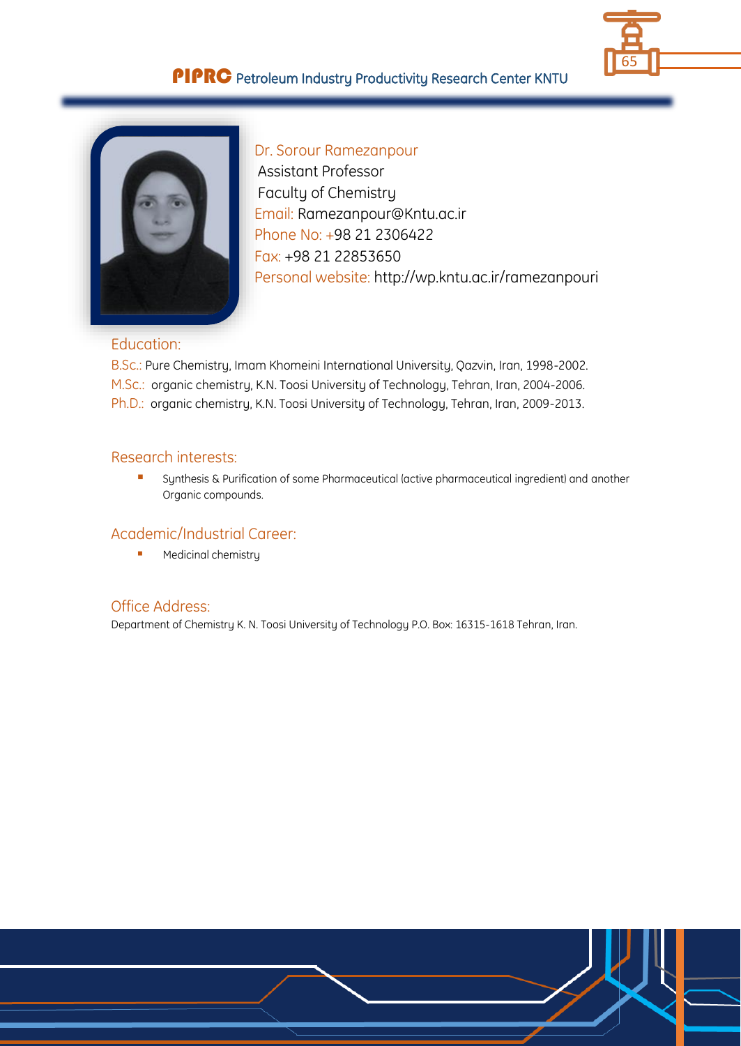Dr. Sorour Ramezanpour
Assistant Professor
Faculty of Chemistry
Email: Ramezanpour@Kntu.ac.ir
Phone No: +98 21 2306422
Fax: +98 21 22853650
Personal website: http://wp.kntu.ac.ir/ramezanpouri

## Education:

B.Sc.: Pure Chemistry, Imam Khomeini International University, Qazvin, Iran, 1998-2002.
M.Sc.: organic chemistry, K.N. Toosi University of Technology, Tehran, Iran, 2004-2006.
Ph.D.: organic chemistry, K.N. Toosi University of Technology, Tehran, Iran, 2009-2013.

## Research interests:

- Synthesis & Purification of some Pharmaceutical (active pharmaceutical ingredient) and another Organic compounds.

## Academic/Industrial Career:

- Medicinal chemistry

## Office Address:

Department of Chemistry K. N. Toosi University of Technology P.O. Box: 16315-1618 Tehran, Iran.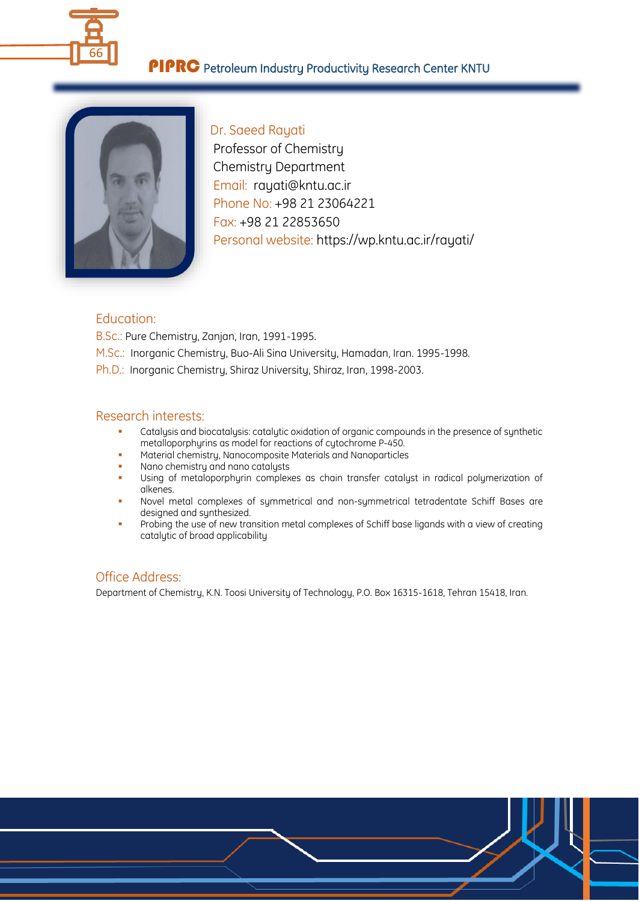## Dr. Saeed Rayati

Professor of Chemistry
Chemistry Department
Email: rayati@kntu.ac.ir
Phone No: +98 21 23064221
Fax: +98 21 22853650
Personal website: https://wp.kntu.ac.ir/rayati/

### Education:

B.Sc.: Pure Chemistry, Zanjan, Iran, 1991-1995.
M.Sc.: Inorganic Chemistry, Buo-Ali Sina University, Hamadan, Iran. 1995-1998.
Ph.D.: Inorganic Chemistry, Shiraz University, Shiraz, Iran, 1998-2003.

### Research interests:

- Catalysis and biocatalysis: catalytic oxidation of organic compounds in the presence of synthetic metalloporphyrins as model for reactions of cytochrome P-450.
- Material chemistry, Nanocomposite Materials and Nanoparticles
- Nano chemistry and nano catalysts
- Using of metaloporphyrin complexes as chain transfer catalyst in radical polymerization of alkenes.
- Novel metal complexes of symmetrical and non-symmetrical tetradentate Schiff Bases are designed and synthesized.
- Probing the use of new transition metal complexes of Schiff base ligands with a view of creating catalytic of broad applicability

### Office Address:

Department of Chemistry, K.N. Toosi University of Technology, P.O. Box 16315-1618, Tehran 15418, Iran.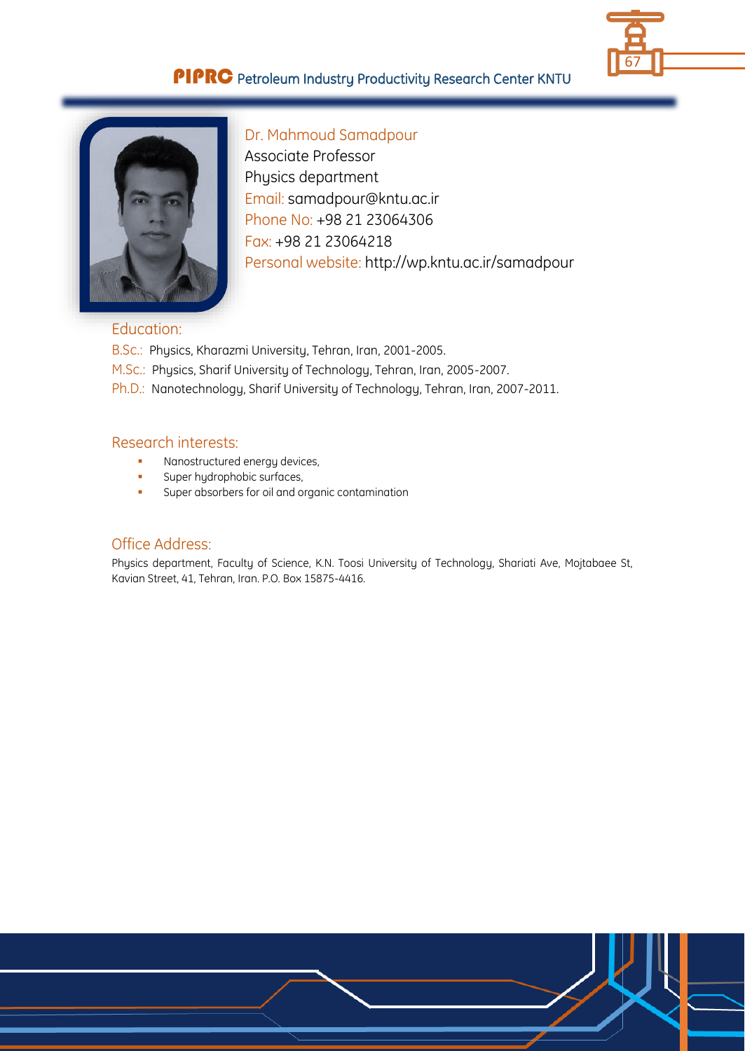## Dr. Mahmoud Samadpour

Associate Professor

Physics department

Email: samadpour@kntu.ac.ir

Phone No: +98 21 23064306

Fax: +98 21 23064218

Personal website: http://wp.kntu.ac.ir/samadpour

### Education:

B.Sc.: Physics, Kharazmi University, Tehran, Iran, 2001-2005.

M.Sc.: Physics, Sharif University of Technology, Tehran, Iran, 2005-2007.

Ph.D.: Nanotechnology, Sharif University of Technology, Tehran, Iran, 2007-2011.

### Research interests:

- Nanostructured energy devices,
- Super hydrophobic surfaces,
- Super absorbers for oil and organic contamination

### Office Address:

Physics department, Faculty of Science, K.N. Toosi University of Technology, Shariati Ave, Mojtabaee St, Kavian Street, 41, Tehran, Iran. P.O. Box 15875-4416.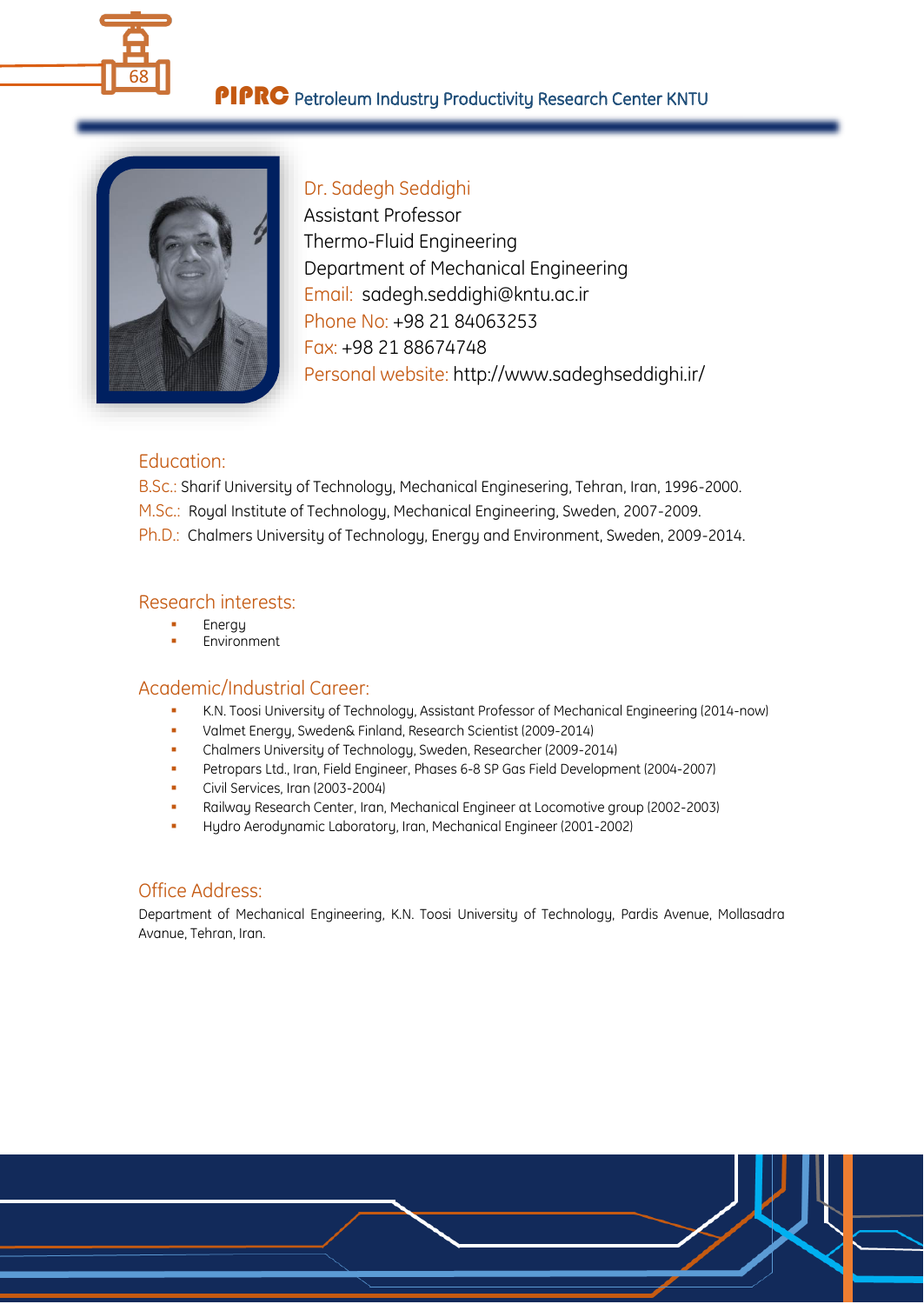Dr. Sadegh Seddighi
Assistant Professor
Thermo-Fluid Engineering
Department of Mechanical Engineering
Email: sadegh.seddighi@kntu.ac.ir
Phone No: +98 21 84063253
Fax: +98 21 88674748
Personal website: http://www.sadeghseddighi.ir/

## Education:

B.Sc.: Sharif University of Technology, Mechanical Enginesering, Tehran, Iran, 1996-2000.
M.Sc.: Royal Institute of Technology, Mechanical Engineering, Sweden, 2007-2009.
Ph.D.: Chalmers University of Technology, Energy and Environment, Sweden, 2009-2014.

## Research interests:

- Energy
- Environment

## Academic/Industrial Career:

- K.N. Toosi University of Technology, Assistant Professor of Mechanical Engineering (2014-now)
- Valmet Energy, Sweden& Finland, Research Scientist (2009-2014)
- Chalmers University of Technology, Sweden, Researcher (2009-2014)
- Petropars Ltd., Iran, Field Engineer, Phases 6-8 SP Gas Field Development (2004-2007)
- Civil Services, Iran (2003-2004)
- Railway Research Center, Iran, Mechanical Engineer at Locomotive group (2002-2003)
- Hydro Aerodynamic Laboratory, Iran, Mechanical Engineer (2001-2002)

## Office Address:

Department of Mechanical Engineering, K.N. Toosi University of Technology, Pardis Avenue, Mollasadra Avanue, Tehran, Iran.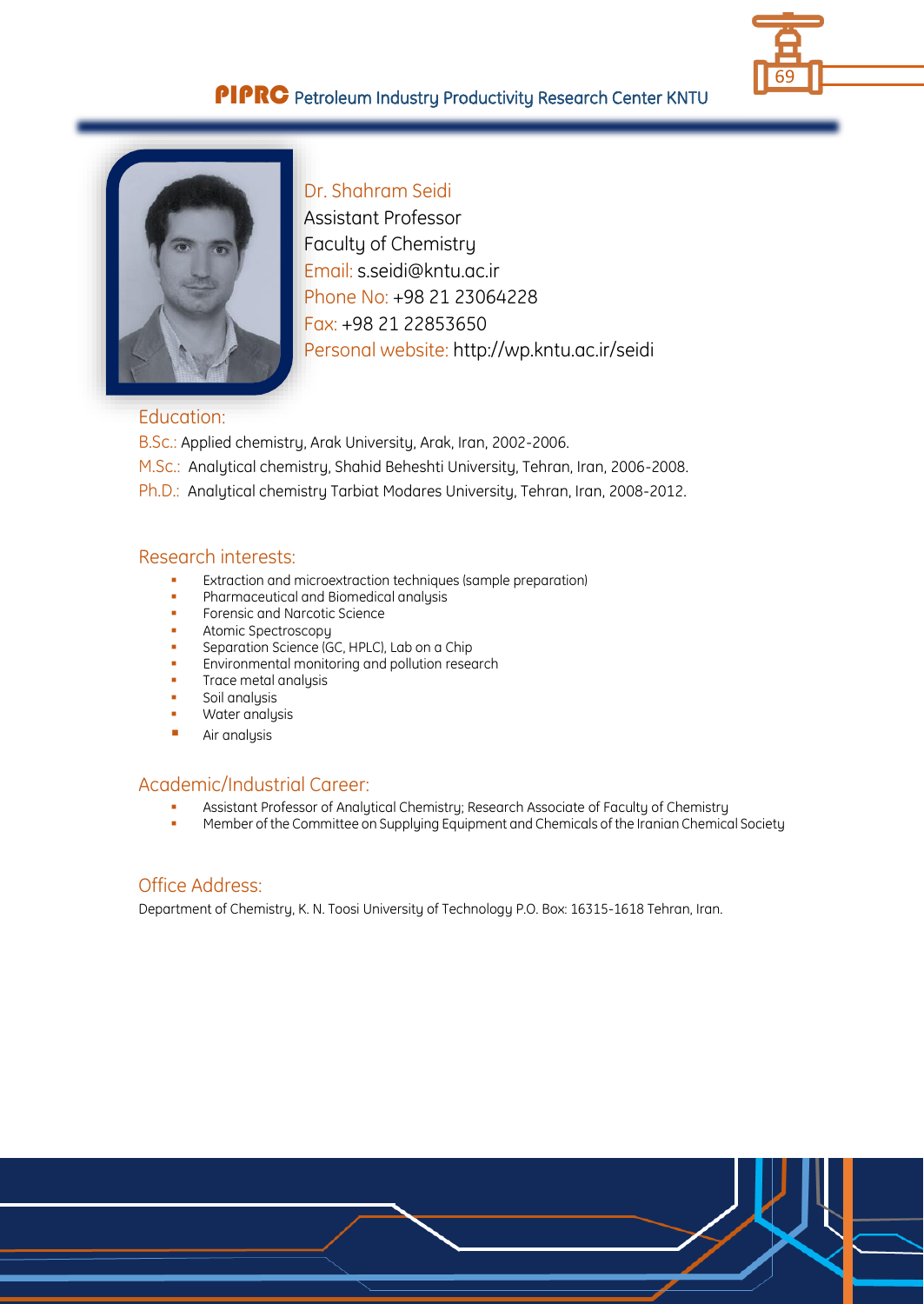Dr. Shahram Seidi
Assistant Professor
Faculty of Chemistry
Email: s.seidi@kntu.ac.ir
Phone No: +98 21 23064228
Fax: +98 21 22853650
Personal website: http://wp.kntu.ac.ir/seidi

## Education:

B.Sc.: Applied chemistry, Arak University, Arak, Iran, 2002-2006.
M.Sc.: Analytical chemistry, Shahid Beheshti University, Tehran, Iran, 2006-2008.
Ph.D.: Analytical chemistry Tarbiat Modares University, Tehran, Iran, 2008-2012.

## Research interests:

- Extraction and microextraction techniques (sample preparation)
- Pharmaceutical and Biomedical analysis
- Forensic and Narcotic Science
- Atomic Spectroscopy
- Separation Science (GC, HPLC), Lab on a Chip
- Environmental monitoring and pollution research
- Trace metal analysis
- Soil analysis
- Water analysis
- Air analysis

## Academic/Industrial Career:

- Assistant Professor of Analytical Chemistry; Research Associate of Faculty of Chemistry
- Member of the Committee on Supplying Equipment and Chemicals of the Iranian Chemical Society

## Office Address:

Department of Chemistry, K. N. Toosi University of Technology P.O. Box: 16315-1618 Tehran, Iran.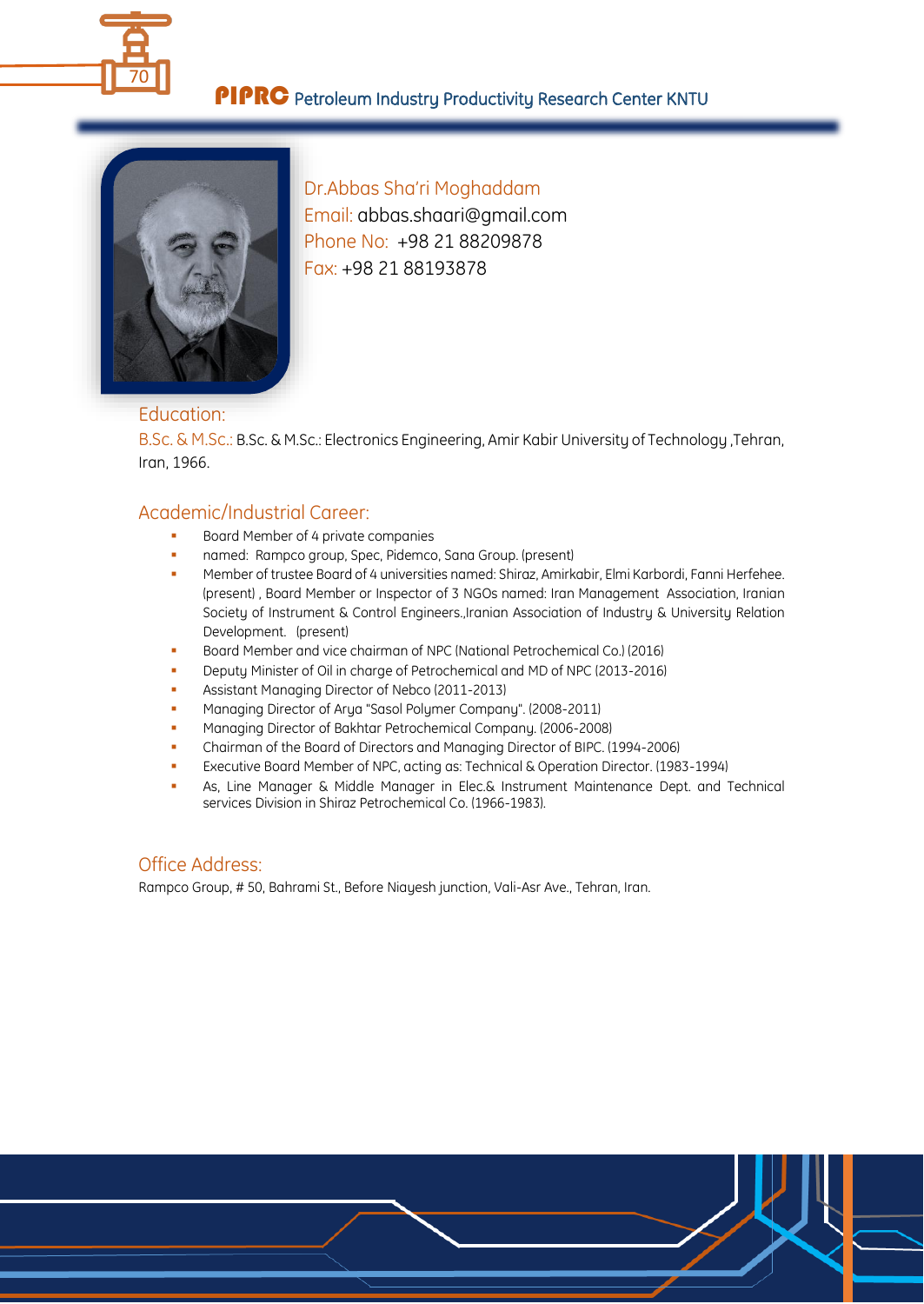Dr.Abbas Sha'ri Moghaddam
Email: abbas.shaari@gmail.com
Phone No: +98 21 88209878
Fax: +98 21 88193878

## Education:

B.Sc. & M.Sc.: B.Sc. & M.Sc.: Electronics Engineering, Amir Kabir University of Technology ,Tehran, Iran, 1966.

## Academic/Industrial Career:

- Board Member of 4 private companies
- named: Rampco group, Spec, Pidemco, Sana Group. (present)
- Member of trustee Board of 4 universities named: Shiraz, Amirkabir, Elmi Karbordi, Fanni Herfehee. (present) , Board Member or Inspector of 3 NGOs named: Iran Management Association, Iranian Society of Instrument & Control Engineers.,Iranian Association of Industry & University Relation Development. (present)
- Board Member and vice chairman of NPC (National Petrochemical Co.) (2016)
- Deputy Minister of Oil in charge of Petrochemical and MD of NPC (2013-2016)
- Assistant Managing Director of Nebco (2011-2013)
- Managing Director of Arya "Sasol Polymer Company". (2008-2011)
- Managing Director of Bakhtar Petrochemical Company. (2006-2008)
- Chairman of the Board of Directors and Managing Director of BIPC. (1994-2006)
- Executive Board Member of NPC, acting as: Technical & Operation Director. (1983-1994)
- As, Line Manager & Middle Manager in Elec.& Instrument Maintenance Dept. and Technical services Division in Shiraz Petrochemical Co. (1966-1983).

## Office Address:

Rampco Group, # 50, Bahrami St., Before Niayesh junction, Vali-Asr Ave., Tehran, Iran.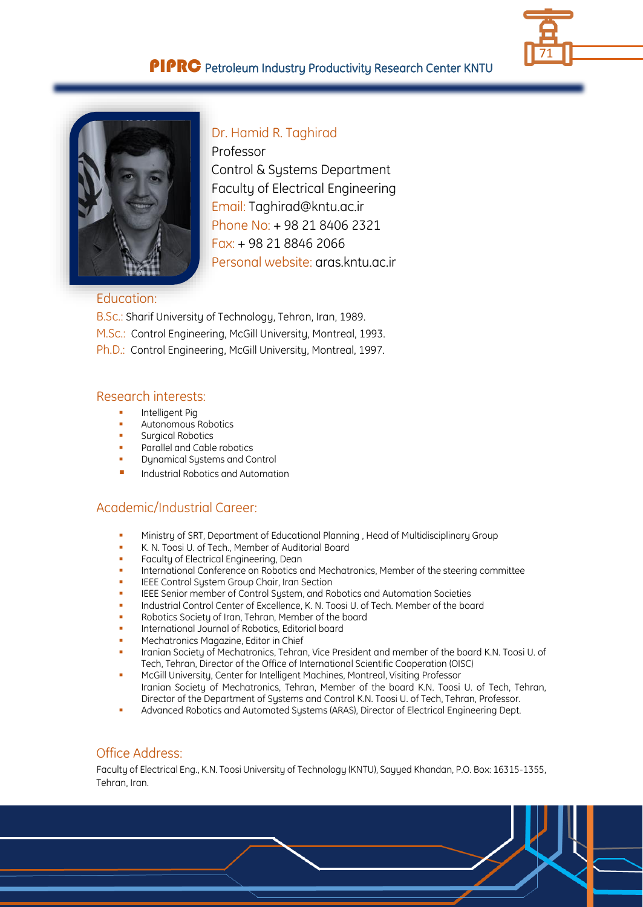Dr. Hamid R. Taghirad
Professor
Control & Systems Department
Faculty of Electrical Engineering
Email: Taghirad@kntu.ac.ir
Phone No: + 98 21 8406 2321
Fax: + 98 21 8846 2066
Personal website: aras.kntu.ac.ir

## Education:

B.Sc.: Sharif University of Technology, Tehran, Iran, 1989.
M.Sc.: Control Engineering, McGill University, Montreal, 1993.
Ph.D.: Control Engineering, McGill University, Montreal, 1997.

## Research interests:

- Intelligent Pig
- Autonomous Robotics
- Surgical Robotics
- Parallel and Cable robotics
- Dynamical Systems and Control
- Industrial Robotics and Automation

## Academic/Industrial Career:

- Ministry of SRT, Department of Educational Planning , Head of Multidisciplinary Group
- K. N. Toosi U. of Tech., Member of Auditorial Board
- Faculty of Electrical Engineering, Dean
- International Conference on Robotics and Mechatronics, Member of the steering committee
- IEEE Control System Group Chair, Iran Section
- IEEE Senior member of Control System, and Robotics and Automation Societies
- Industrial Control Center of Excellence, K. N. Toosi U. of Tech. Member of the board
- Robotics Society of Iran, Tehran, Member of the board
- International Journal of Robotics, Editorial board
- Mechatronics Magazine, Editor in Chief
- Iranian Society of Mechatronics, Tehran, Vice President and member of the board K.N. Toosi U. of Tech, Tehran, Director of the Office of International Scientific Cooperation (OISC)
- McGill University, Center for Intelligent Machines, Montreal, Visiting Professor
  Iranian Society of Mechatronics, Tehran, Member of the board K.N. Toosi U. of Tech, Tehran, Director of the Department of Systems and Control K.N. Toosi U. of Tech, Tehran, Professor.
- Advanced Robotics and Automated Systems (ARAS), Director of Electrical Engineering Dept.

## Office Address:

Faculty of Electrical Eng., K.N. Toosi University of Technology (KNTU), Sayyed Khandan, P.O. Box: 16315-1355, Tehran, Iran.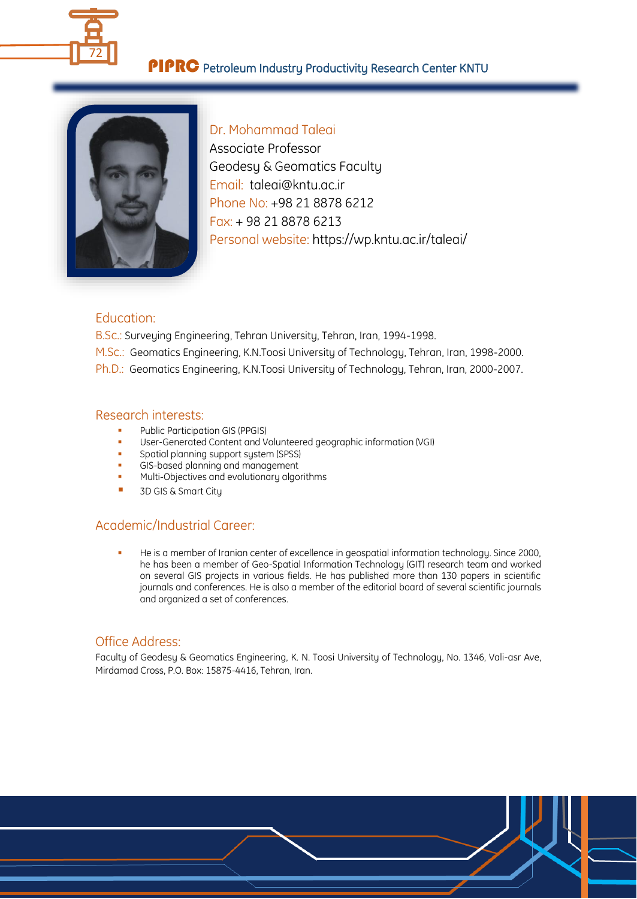Dr. Mohammad Taleai
Associate Professor
Geodesy & Geomatics Faculty
Email: taleai@kntu.ac.ir
Phone No: +98 21 8878 6212
Fax: + 98 21 8878 6213
Personal website: https://wp.kntu.ac.ir/taleai/

## Education:

B.Sc.: Surveying Engineering, Tehran University, Tehran, Iran, 1994-1998.

M.Sc.: Geomatics Engineering, K.N.Toosi University of Technology, Tehran, Iran, 1998-2000.

Ph.D.: Geomatics Engineering, K.N.Toosi University of Technology, Tehran, Iran, 2000-2007.

## Research interests:

- Public Participation GIS (PPGIS)
- User-Generated Content and Volunteered geographic information (VGI)
- Spatial planning support system (SPSS)
- GIS-based planning and management
- Multi-Objectives and evolutionary algorithms
- 3D GIS & Smart City

## Academic/Industrial Career:

- He is a member of Iranian center of excellence in geospatial information technology. Since 2000, he has been a member of Geo-Spatial Information Technology (GIT) research team and worked on several GIS projects in various fields. He has published more than 130 papers in scientific journals and conferences. He is also a member of the editorial board of several scientific journals and organized a set of conferences.

## Office Address:

Faculty of Geodesy & Geomatics Engineering, K. N. Toosi University of Technology, No. 1346, Vali-asr Ave, Mirdamad Cross, P.O. Box: 15875-4416, Tehran, Iran.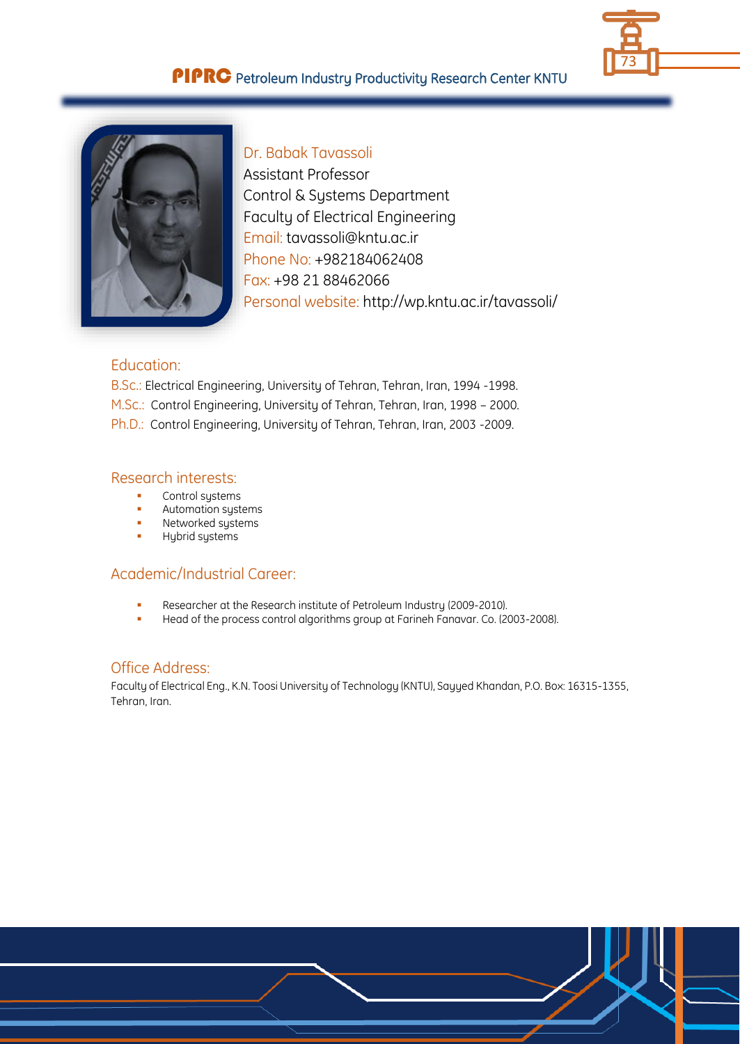## Dr. Babak Tavassoli

Assistant Professor
Control & Systems Department
Faculty of Electrical Engineering
Email: tavassoli@kntu.ac.ir
Phone No: +982184062408
Fax: +98 21 88462066
Personal website: http://wp.kntu.ac.ir/tavassoli/

### Education:

B.Sc.: Electrical Engineering, University of Tehran, Tehran, Iran, 1994 -1998.
M.Sc.: Control Engineering, University of Tehran, Tehran, Iran, 1998 – 2000.
Ph.D.: Control Engineering, University of Tehran, Tehran, Iran, 2003 -2009.

### Research interests:

- Control systems
- Automation systems
- Networked systems
- Hybrid systems

### Academic/Industrial Career:

- Researcher at the Research institute of Petroleum Industry (2009-2010).
- Head of the process control algorithms group at Farineh Fanavar. Co. (2003-2008).

### Office Address:

Faculty of Electrical Eng., K.N. Toosi University of Technology (KNTU), Sayyed Khandan, P.O. Box: 16315-1355, Tehran, Iran.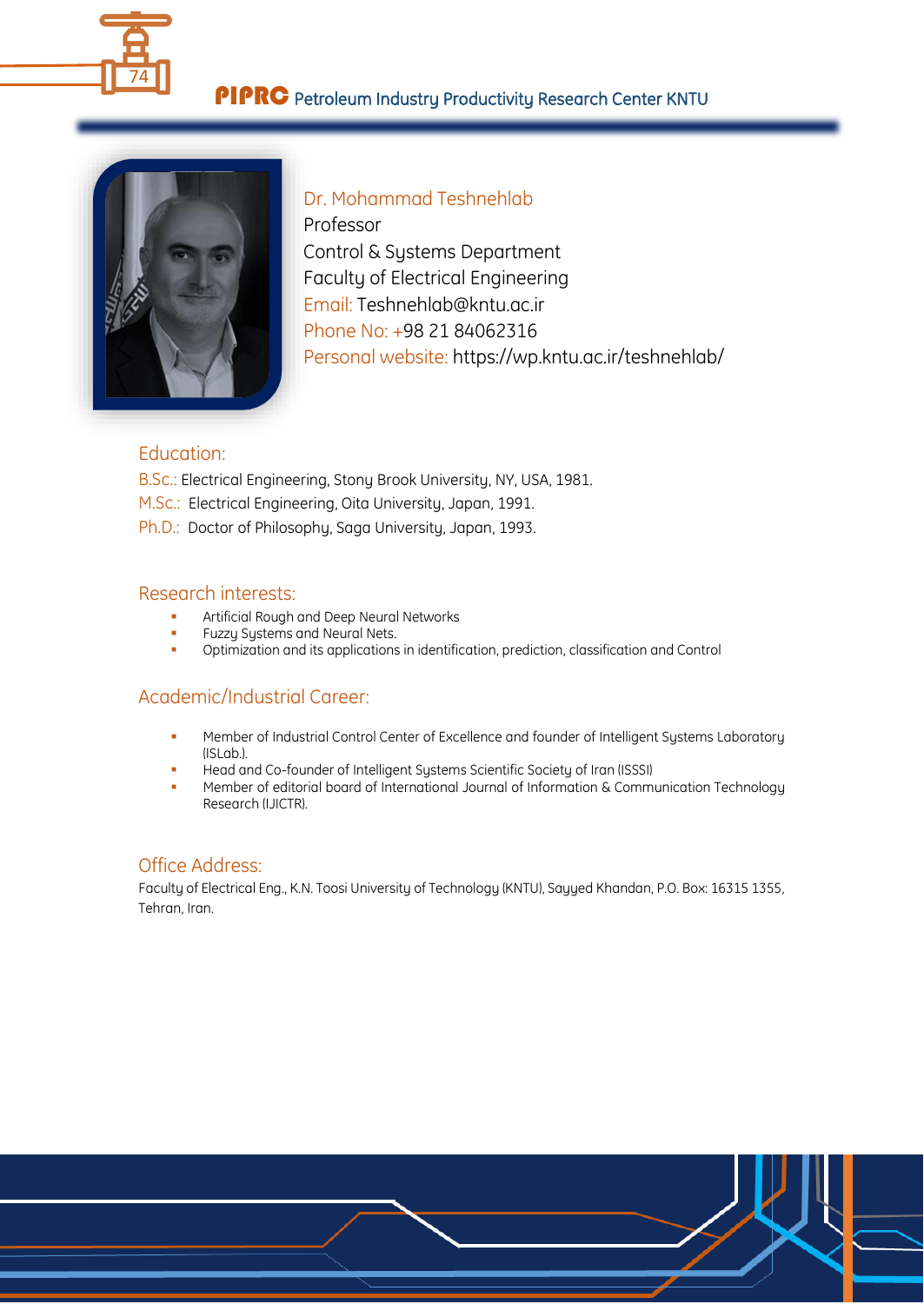## Dr. Mohammad Teshnehlab

Professor

Control & Systems Department

Faculty of Electrical Engineering

Email: Teshnehlab@kntu.ac.ir

Phone No: +98 21 84062316

Personal website: https://wp.kntu.ac.ir/teshnehlab/

### Education:

B.Sc.: Electrical Engineering, Stony Brook University, NY, USA, 1981.

M.Sc.: Electrical Engineering, Oita University, Japan, 1991.

Ph.D.: Doctor of Philosophy, Saga University, Japan, 1993.

### Research interests:

- Artificial Rough and Deep Neural Networks
- Fuzzy Systems and Neural Nets.
- Optimization and its applications in identification, prediction, classification and Control

### Academic/Industrial Career:

- Member of Industrial Control Center of Excellence and founder of Intelligent Systems Laboratory (ISLab.).
- Head and Co-founder of Intelligent Systems Scientific Society of Iran (ISSSI)
- Member of editorial board of International Journal of Information & Communication Technology Research (IJICTR).

### Office Address:

Faculty of Electrical Eng., K.N. Toosi University of Technology (KNTU), Sayyed Khandan, P.O. Box: 16315 1355, Tehran, Iran.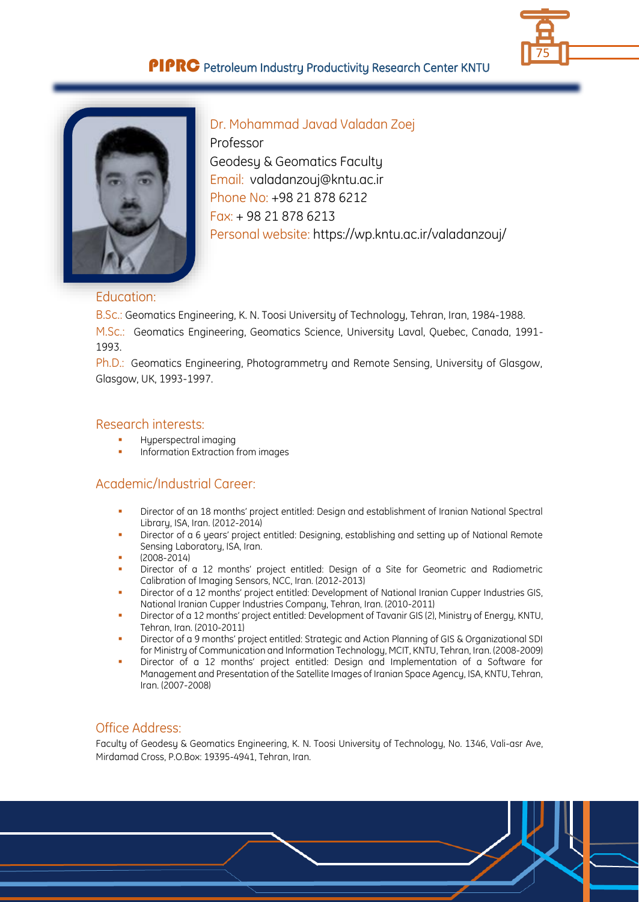Dr. Mohammad Javad Valadan Zoej

Professor

Geodesy & Geomatics Faculty

Email: valadanzouj@kntu.ac.ir

Phone No: +98 21 878 6212

Fax: + 98 21 878 6213

Personal website: https://wp.kntu.ac.ir/valadanzouj/

## Education:

B.Sc.: Geomatics Engineering, K. N. Toosi University of Technology, Tehran, Iran, 1984-1988.

M.Sc.: Geomatics Engineering, Geomatics Science, University Laval, Quebec, Canada, 1991-1993.

Ph.D.: Geomatics Engineering, Photogrammetry and Remote Sensing, University of Glasgow, Glasgow, UK, 1993-1997.

## Research interests:

- Hyperspectral imaging
- Information Extraction from images

## Academic/Industrial Career:

- Director of an 18 months' project entitled: Design and establishment of Iranian National Spectral Library, ISA, Iran. (2012-2014)
- Director of a 6 years' project entitled: Designing, establishing and setting up of National Remote Sensing Laboratory, ISA, Iran.
- (2008-2014)
- Director of a 12 months' project entitled: Design of a Site for Geometric and Radiometric Calibration of Imaging Sensors, NCC, Iran. (2012-2013)
- Director of a 12 months' project entitled: Development of National Iranian Cupper Industries GIS, National Iranian Cupper Industries Company, Tehran, Iran. (2010-2011)
- Director of a 12 months' project entitled: Development of Tavanir GIS (2), Ministry of Energy, KNTU, Tehran, Iran. (2010-2011)
- Director of a 9 months' project entitled: Strategic and Action Planning of GIS & Organizational SDI for Ministry of Communication and Information Technology, MCIT, KNTU, Tehran, Iran. (2008-2009)
- Director of a 12 months' project entitled: Design and Implementation of a Software for Management and Presentation of the Satellite Images of Iranian Space Agency, ISA, KNTU, Tehran, Iran. (2007-2008)

## Office Address:

Faculty of Geodesy & Geomatics Engineering, K. N. Toosi University of Technology, No. 1346, Vali-asr Ave, Mirdamad Cross, P.O.Box: 19395-4941, Tehran, Iran.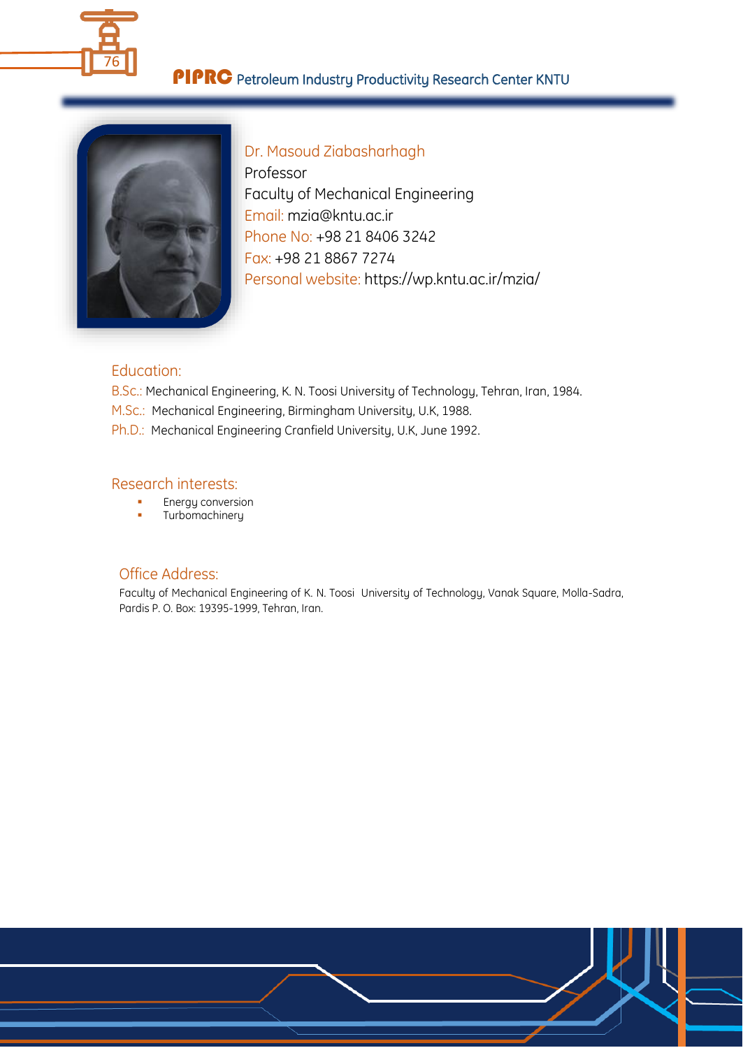Dr. Masoud Ziabasharhagh
Professor
Faculty of Mechanical Engineering
Email: mzia@kntu.ac.ir
Phone No: +98 21 8406 3242
Fax: +98 21 8867 7274
Personal website: https://wp.kntu.ac.ir/mzia/

## Education:

B.Sc.: Mechanical Engineering, K. N. Toosi University of Technology, Tehran, Iran, 1984.
M.Sc.: Mechanical Engineering, Birmingham University, U.K, 1988.
Ph.D.: Mechanical Engineering Cranfield University, U.K, June 1992.

## Research interests:

- Energy conversion
- Turbomachinery

## Office Address:

Faculty of Mechanical Engineering of K. N. Toosi University of Technology, Vanak Square, Molla-Sadra, Pardis P. O. Box: 19395-1999, Tehran, Iran.